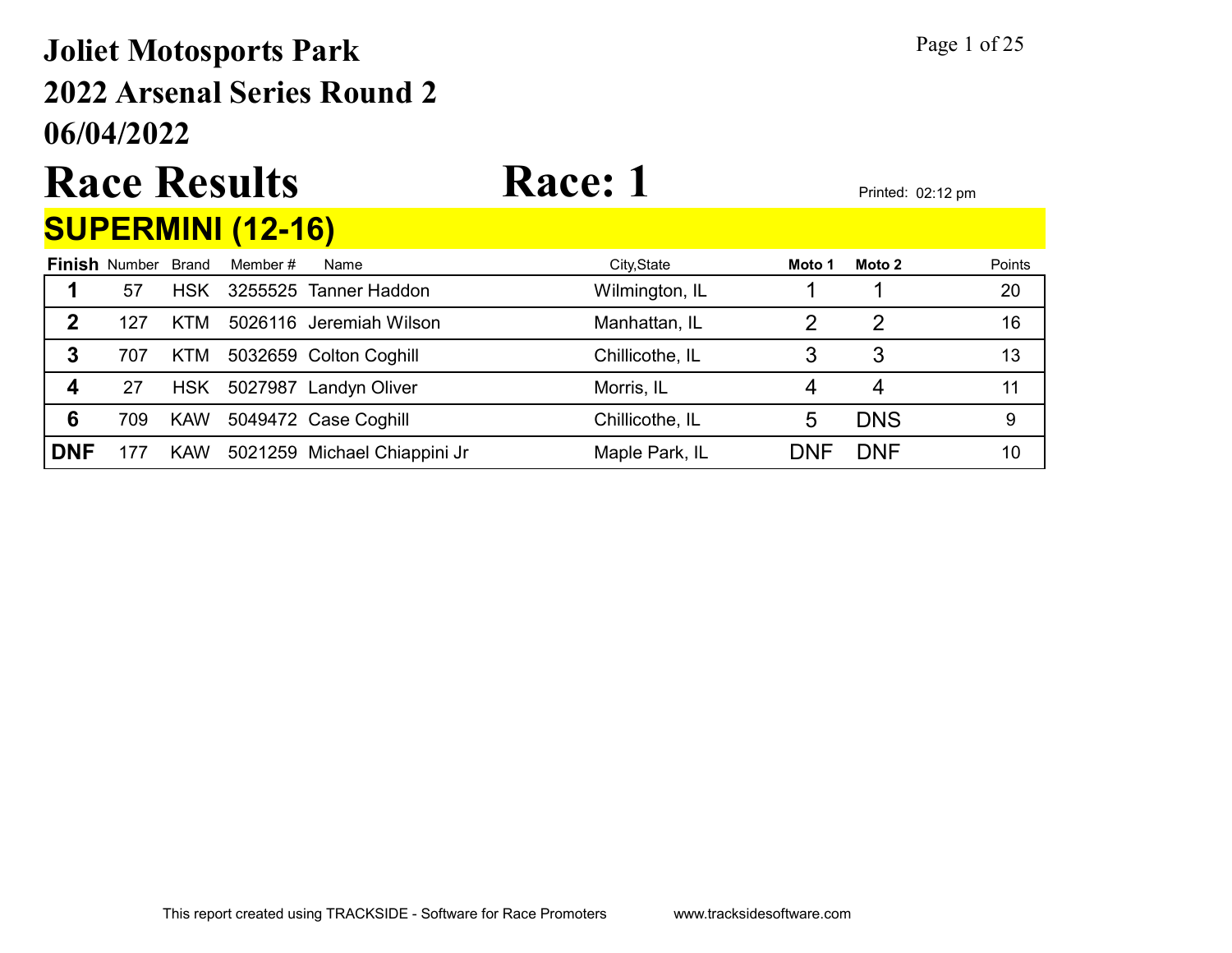# Joliet Motosports Park
# 2022 Arsenal Series Round 2
# 06/04/2022

# Race Results

# Race: 1

Printed: 02:12 pm

## SUPERMINI (12-16)

| Finish | Number | Brand | Member # | Name | City,State | Moto 1 | Moto 2 | Points |
|---|---|---|---|---|---|---|---|---|
| 1 | 57 | HSK | 3255525 | Tanner Haddon | Wilmington, IL | 1 | 1 | 20 |
| 2 | 127 | KTM | 5026116 | Jeremiah Wilson | Manhattan, IL | 2 | 2 | 16 |
| 3 | 707 | KTM | 5032659 | Colton Coghill | Chillicothe, IL | 3 | 3 | 13 |
| 4 | 27 | HSK | 5027987 | Landyn Oliver | Morris, IL | 4 | 4 | 11 |
| 6 | 709 | KAW | 5049472 | Case Coghill | Chillicothe, IL | 5 | DNS | 9 |
| DNF | 177 | KAW | 5021259 | Michael Chiappini Jr | Maple Park, IL | DNF | DNF | 10 |

This report created using TRACKSIDE - Software for Race Promoters www.tracksidesoftware.com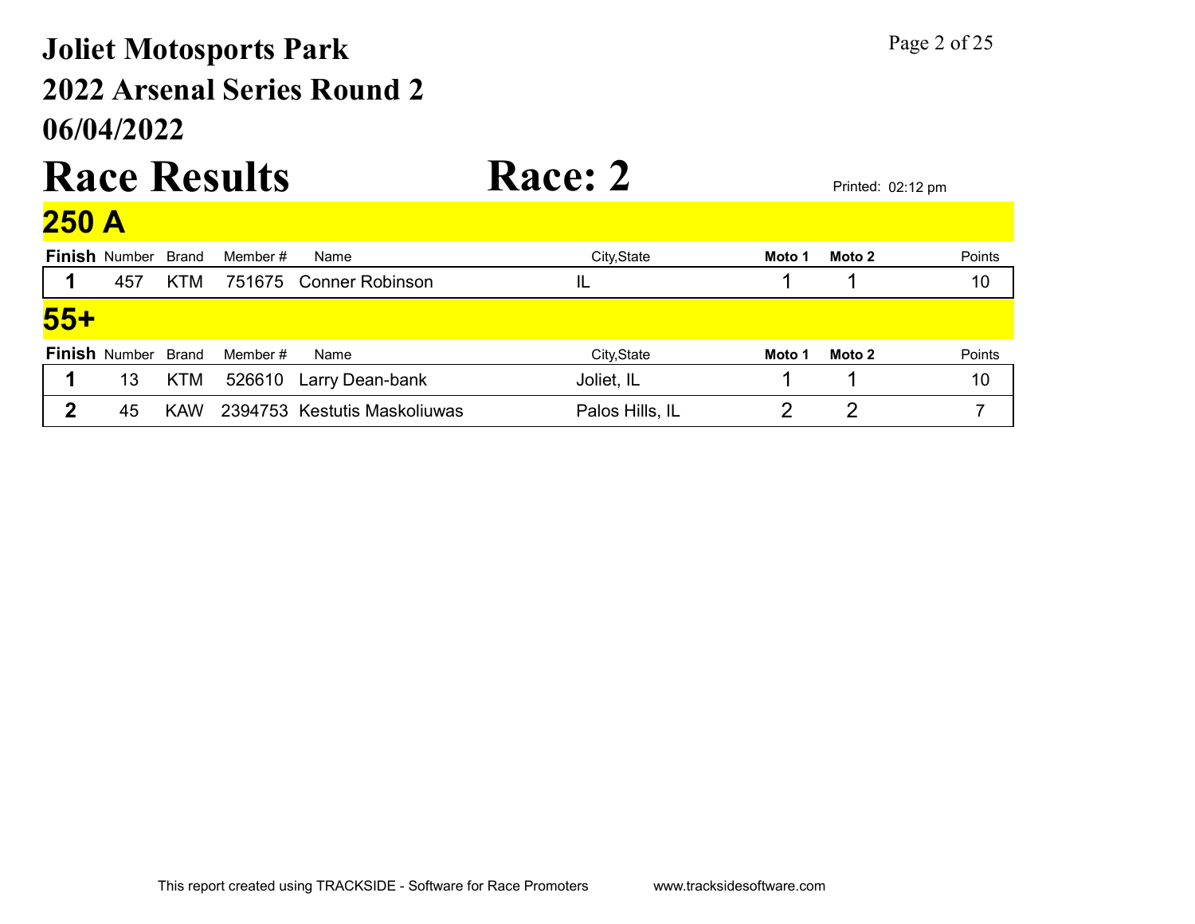# Joliet Motosports Park
# 2022 Arsenal Series Round 2
# 06/04/2022

# Race Results

# Race: 2

Printed: 02:12 pm

## 250 A

| Finish | Number | Brand | Member # | Name | City,State | Moto 1 | Moto 2 | Points |
|---|---|---|---|---|---|---|---|---|
| 1 | 457 | KTM | 751675 | Conner Robinson | IL | 1 | 1 | 10 |

## 55+

| Finish | Number | Brand | Member # | Name | City,State | Moto 1 | Moto 2 | Points |
|---|---|---|---|---|---|---|---|---|
| 1 | 13 | KTM | 526610 | Larry Dean-bank | Joliet, IL | 1 | 1 | 10 |
| 2 | 45 | KAW | 2394753 | Kestutis Maskoliuwas | Palos Hills, IL | 2 | 2 | 7 |

This report created using TRACKSIDE - Software for Race Promoters www.tracksidesoftware.com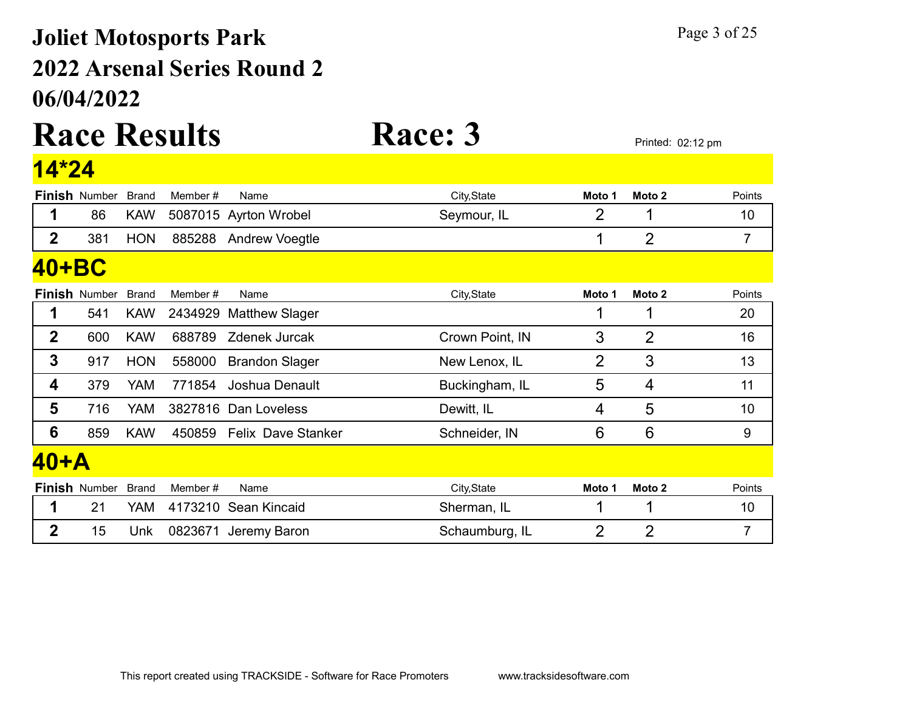# Joliet Motosports Park
# 2022 Arsenal Series Round 2
# 06/04/2022

# Race Results

# Race: 3

Printed: 02:12 pm

## 14*24

| Finish | Number | Brand | Member # | Name | City,State | Moto 1 | Moto 2 | Points |
|---|---|---|---|---|---|---|---|---|
| 1 | 86 | KAW | 5087015 | Ayrton Wrobel | Seymour, IL | 2 | 1 | 10 |
| 2 | 381 | HON | 885288 | Andrew Voegtle | | 1 | 2 | 7 |

## 40+BC

| Finish | Number | Brand | Member # | Name | City,State | Moto 1 | Moto 2 | Points |
|---|---|---|---|---|---|---|---|---|
| 1 | 541 | KAW | 2434929 | Matthew Slager | | 1 | 1 | 20 |
| 2 | 600 | KAW | 688789 | Zdenek Jurcak | Crown Point, IN | 3 | 2 | 16 |
| 3 | 917 | HON | 558000 | Brandon Slager | New Lenox, IL | 2 | 3 | 13 |
| 4 | 379 | YAM | 771854 | Joshua Denault | Buckingham, IL | 5 | 4 | 11 |
| 5 | 716 | YAM | 3827816 | Dan Loveless | Dewitt, IL | 4 | 5 | 10 |
| 6 | 859 | KAW | 450859 | Felix Dave Stanker | Schneider, IN | 6 | 6 | 9 |

## 40+A

| Finish | Number | Brand | Member # | Name | City,State | Moto 1 | Moto 2 | Points |
|---|---|---|---|---|---|---|---|---|
| 1 | 21 | YAM | 4173210 | Sean Kincaid | Sherman, IL | 1 | 1 | 10 |
| 2 | 15 | Unk | 0823671 | Jeremy Baron | Schaumburg, IL | 2 | 2 | 7 |

This report created using TRACKSIDE - Software for Race Promoters www.tracksidesoftware.com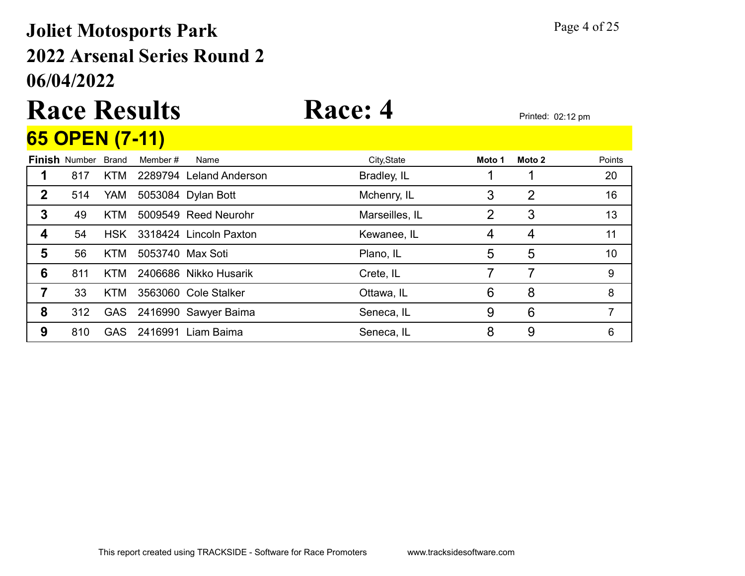# Joliet Motosports Park
## 2022 Arsenal Series Round 2
## 06/04/2022

# Race Results

# Race: 4

Printed: 02:12 pm

## 65 OPEN (7-11)

| Finish | Number | Brand | Member # | Name | City,State | Moto 1 | Moto 2 | Points |
|---|---|---|---|---|---|---|---|---|
| 1 | 817 | KTM | 2289794 | Leland Anderson | Bradley, IL | 1 | 1 | 20 |
| 2 | 514 | YAM | 5053084 | Dylan Bott | Mchenry, IL | 3 | 2 | 16 |
| 3 | 49 | KTM | 5009549 | Reed Neurohr | Marseilles, IL | 2 | 3 | 13 |
| 4 | 54 | HSK | 3318424 | Lincoln Paxton | Kewanee, IL | 4 | 4 | 11 |
| 5 | 56 | KTM | 5053740 | Max Soti | Plano, IL | 5 | 5 | 10 |
| 6 | 811 | KTM | 2406686 | Nikko Husarik | Crete, IL | 7 | 7 | 9 |
| 7 | 33 | KTM | 3563060 | Cole Stalker | Ottawa, IL | 6 | 8 | 8 |
| 8 | 312 | GAS | 2416990 | Sawyer Baima | Seneca, IL | 9 | 6 | 7 |
| 9 | 810 | GAS | 2416991 | Liam Baima | Seneca, IL | 8 | 9 | 6 |

This report created using TRACKSIDE - Software for Race Promoters www.tracksidesoftware.com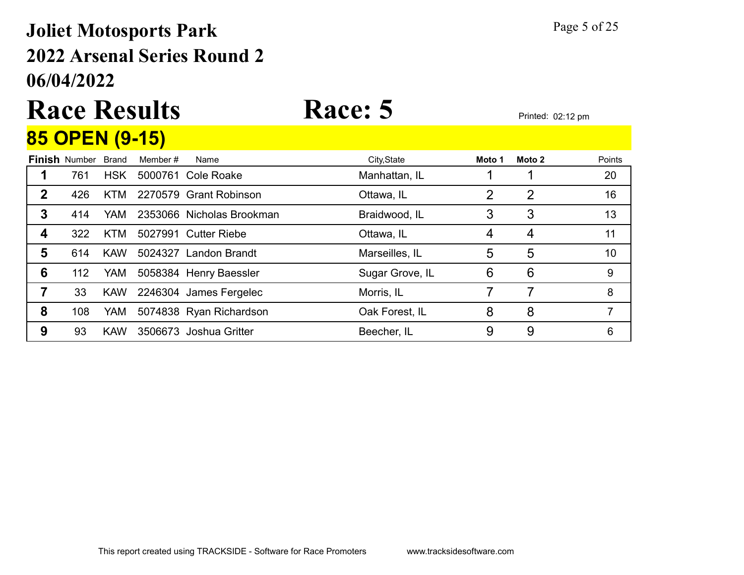# Joliet Motosports Park
## 2022 Arsenal Series Round 2
## 06/04/2022

# Race Results — Race: 5

Printed: 02:12 pm

## 85 OPEN (9-15)

| Finish | Number | Brand | Member # | Name | City,State | Moto 1 | Moto 2 | Points |
|---|---|---|---|---|---|---|---|---|
| 1 | 761 | HSK | 5000761 | Cole Roake | Manhattan, IL | 1 | 1 | 20 |
| 2 | 426 | KTM | 2270579 | Grant Robinson | Ottawa, IL | 2 | 2 | 16 |
| 3 | 414 | YAM | 2353066 | Nicholas Brookman | Braidwood, IL | 3 | 3 | 13 |
| 4 | 322 | KTM | 5027991 | Cutter Riebe | Ottawa, IL | 4 | 4 | 11 |
| 5 | 614 | KAW | 5024327 | Landon Brandt | Marseilles, IL | 5 | 5 | 10 |
| 6 | 112 | YAM | 5058384 | Henry Baessler | Sugar Grove, IL | 6 | 6 | 9 |
| 7 | 33 | KAW | 2246304 | James Fergelec | Morris, IL | 7 | 7 | 8 |
| 8 | 108 | YAM | 5074838 | Ryan Richardson | Oak Forest, IL | 8 | 8 | 7 |
| 9 | 93 | KAW | 3506673 | Joshua Gritter | Beecher, IL | 9 | 9 | 6 |

This report created using TRACKSIDE - Software for Race Promoters www.tracksidesoftware.com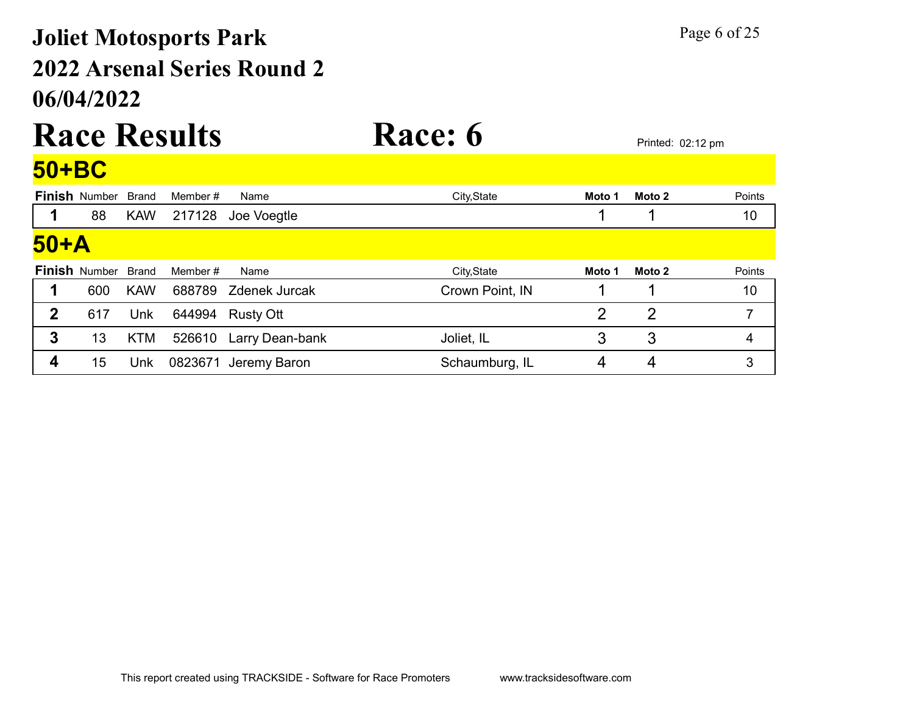# Joliet Motosports Park
## 2022 Arsenal Series Round 2
## 06/04/2022

# Race Results — Race: 6

Printed: 02:12 pm

## 50+BC

| Finish | Number | Brand | Member # | Name | City,State | Moto 1 | Moto 2 | Points |
|---|---|---|---|---|---|---|---|---|
| 1 | 88 | KAW | 217128 | Joe Voegtle | | 1 | 1 | 10 |

## 50+A

| Finish | Number | Brand | Member # | Name | City,State | Moto 1 | Moto 2 | Points |
|---|---|---|---|---|---|---|---|---|
| 1 | 600 | KAW | 688789 | Zdenek Jurcak | Crown Point, IN | 1 | 1 | 10 |
| 2 | 617 | Unk | 644994 | Rusty Ott | | 2 | 2 | 7 |
| 3 | 13 | KTM | 526610 | Larry Dean-bank | Joliet, IL | 3 | 3 | 4 |
| 4 | 15 | Unk | 0823671 | Jeremy Baron | Schaumburg, IL | 4 | 4 | 3 |

This report created using TRACKSIDE - Software for Race Promoters    www.tracksidesoftware.com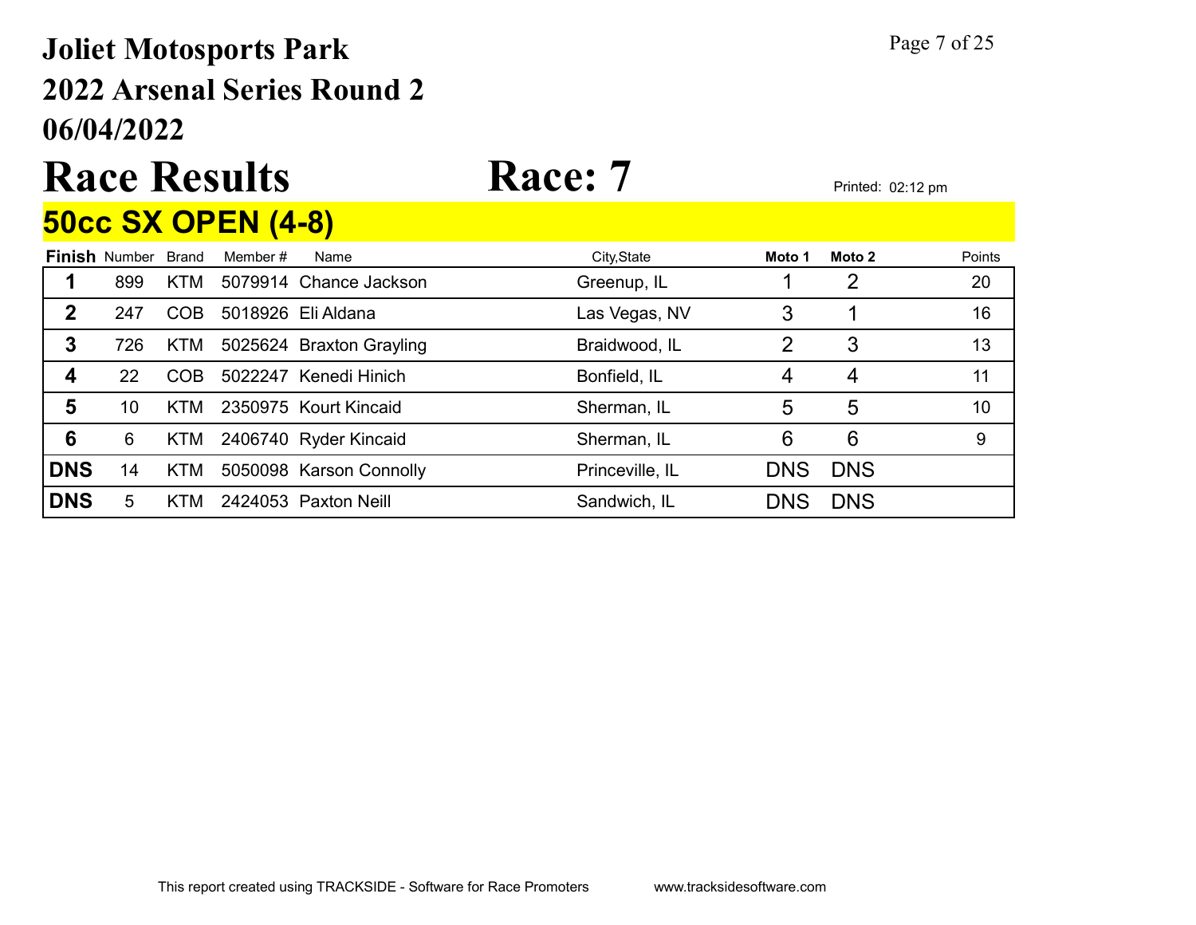# Joliet Motosports Park
## 2022 Arsenal Series Round 2
## 06/04/2022

# Race Results

# Race: 7

Printed: 02:12 pm

## 50cc SX OPEN (4-8)

| Finish | Number | Brand | Member # | Name | City,State | Moto 1 | Moto 2 | Points |
|---|---|---|---|---|---|---|---|---|
| 1 | 899 | KTM | 5079914 | Chance Jackson | Greenup, IL | 1 | 2 | 20 |
| 2 | 247 | COB | 5018926 | Eli Aldana | Las Vegas, NV | 3 | 1 | 16 |
| 3 | 726 | KTM | 5025624 | Braxton Grayling | Braidwood, IL | 2 | 3 | 13 |
| 4 | 22 | COB | 5022247 | Kenedi Hinich | Bonfield, IL | 4 | 4 | 11 |
| 5 | 10 | KTM | 2350975 | Kourt Kincaid | Sherman, IL | 5 | 5 | 10 |
| 6 | 6 | KTM | 2406740 | Ryder Kincaid | Sherman, IL | 6 | 6 | 9 |
| DNS | 14 | KTM | 5050098 | Karson Connolly | Princeville, IL | DNS | DNS | |
| DNS | 5 | KTM | 2424053 | Paxton Neill | Sandwich, IL | DNS | DNS | |

This report created using TRACKSIDE - Software for Race Promoters www.tracksidesoftware.com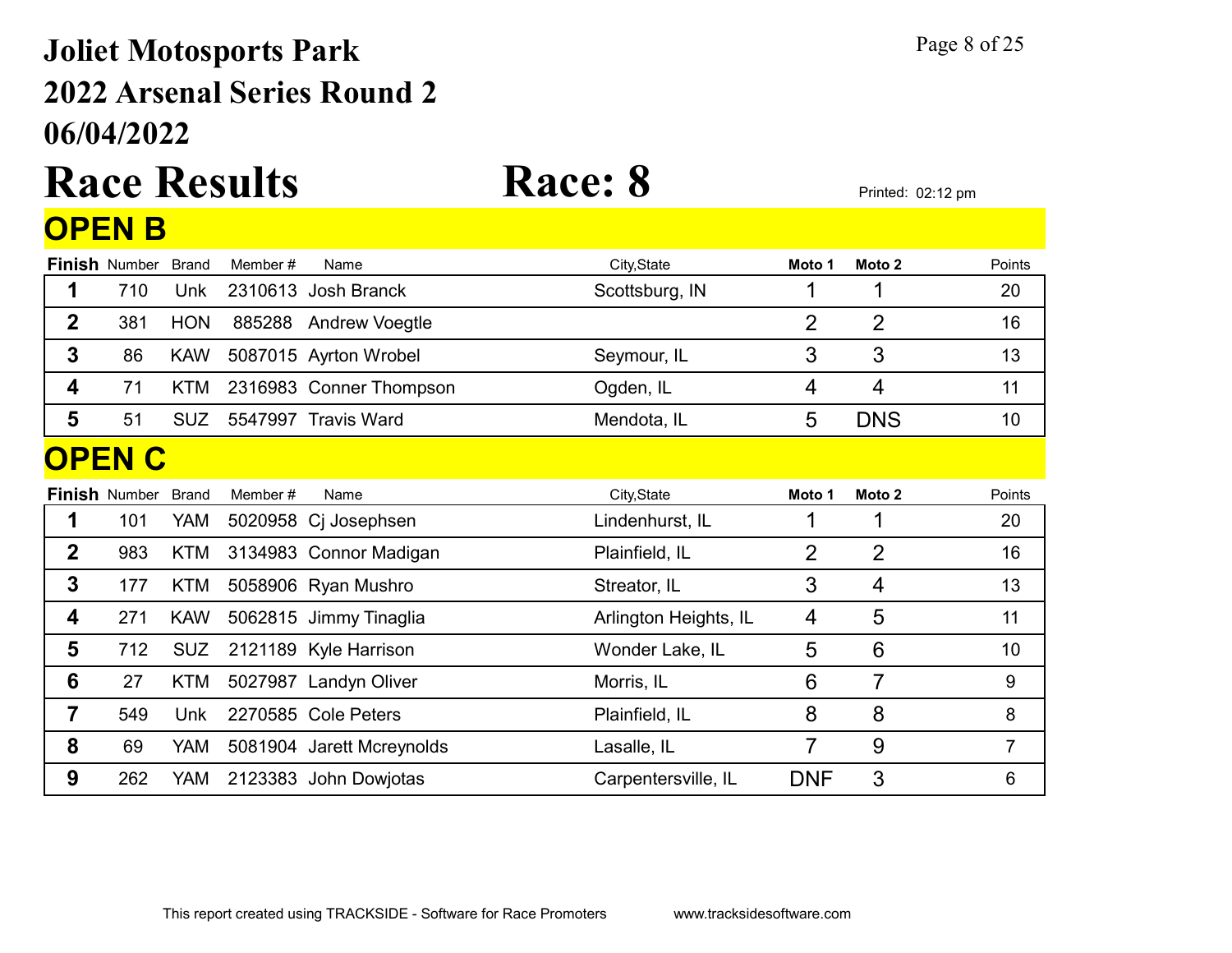# Joliet Motosports Park
# 2022 Arsenal Series Round 2
# 06/04/2022

# Race Results

# Race: 8

Printed: 02:12 pm

## OPEN B

| Finish | Number | Brand | Member # | Name | City,State | Moto 1 | Moto 2 | Points |
|---|---|---|---|---|---|---|---|---|
| 1 | 710 | Unk | 2310613 | Josh Branck | Scottsburg, IN | 1 | 1 | 20 |
| 2 | 381 | HON | 885288 | Andrew Voegtle | | 2 | 2 | 16 |
| 3 | 86 | KAW | 5087015 | Ayrton Wrobel | Seymour, IL | 3 | 3 | 13 |
| 4 | 71 | KTM | 2316983 | Conner Thompson | Ogden, IL | 4 | 4 | 11 |
| 5 | 51 | SUZ | 5547997 | Travis Ward | Mendota, IL | 5 | DNS | 10 |

## OPEN C

| Finish | Number | Brand | Member # | Name | City,State | Moto 1 | Moto 2 | Points |
|---|---|---|---|---|---|---|---|---|
| 1 | 101 | YAM | 5020958 | Cj Josephsen | Lindenhurst, IL | 1 | 1 | 20 |
| 2 | 983 | KTM | 3134983 | Connor Madigan | Plainfield, IL | 2 | 2 | 16 |
| 3 | 177 | KTM | 5058906 | Ryan Mushro | Streator, IL | 3 | 4 | 13 |
| 4 | 271 | KAW | 5062815 | Jimmy Tinaglia | Arlington Heights, IL | 4 | 5 | 11 |
| 5 | 712 | SUZ | 2121189 | Kyle Harrison | Wonder Lake, IL | 5 | 6 | 10 |
| 6 | 27 | KTM | 5027987 | Landyn Oliver | Morris, IL | 6 | 7 | 9 |
| 7 | 549 | Unk | 2270585 | Cole Peters | Plainfield, IL | 8 | 8 | 8 |
| 8 | 69 | YAM | 5081904 | Jarett Mcreynolds | Lasalle, IL | 7 | 9 | 7 |
| 9 | 262 | YAM | 2123383 | John Dowjotas | Carpentersville, IL | DNF | 3 | 6 |

This report created using TRACKSIDE - Software for Race Promoters www.tracksidesoftware.com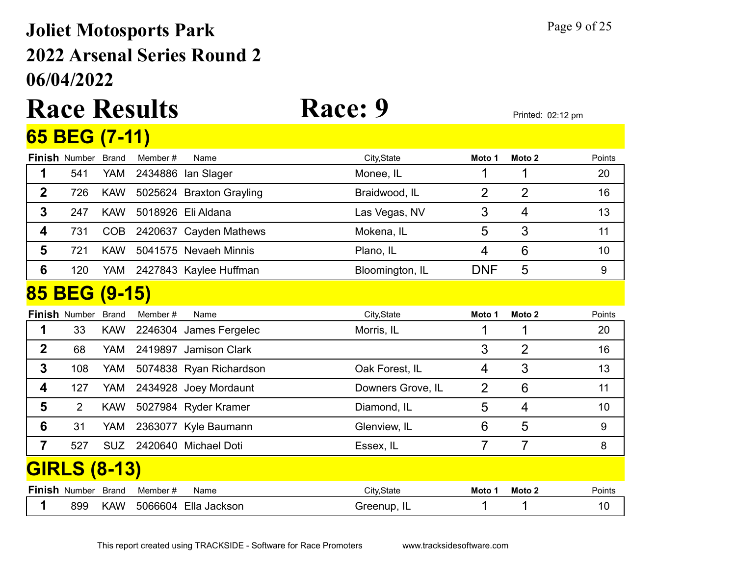# Joliet Motosports Park

## 2022 Arsenal Series Round 2

## 06/04/2022

# Race Results

# Race: 9

Printed: 02:12 pm

## 65 BEG (7-11)

| Finish | Number | Brand | Member # | Name | City,State | Moto 1 | Moto 2 | Points |
|---|---|---|---|---|---|---|---|---|
| 1 | 541 | YAM | 2434886 | Ian Slager | Monee, IL | 1 | 1 | 20 |
| 2 | 726 | KAW | 5025624 | Braxton Grayling | Braidwood, IL | 2 | 2 | 16 |
| 3 | 247 | KAW | 5018926 | Eli Aldana | Las Vegas, NV | 3 | 4 | 13 |
| 4 | 731 | COB | 2420637 | Cayden Mathews | Mokena, IL | 5 | 3 | 11 |
| 5 | 721 | KAW | 5041575 | Nevaeh Minnis | Plano, IL | 4 | 6 | 10 |
| 6 | 120 | YAM | 2427843 | Kaylee Huffman | Bloomington, IL | DNF | 5 | 9 |

## 85 BEG (9-15)

| Finish | Number | Brand | Member # | Name | City,State | Moto 1 | Moto 2 | Points |
|---|---|---|---|---|---|---|---|---|
| 1 | 33 | KAW | 2246304 | James Fergelec | Morris, IL | 1 | 1 | 20 |
| 2 | 68 | YAM | 2419897 | Jamison Clark | | 3 | 2 | 16 |
| 3 | 108 | YAM | 5074838 | Ryan Richardson | Oak Forest, IL | 4 | 3 | 13 |
| 4 | 127 | YAM | 2434928 | Joey Mordaunt | Downers Grove, IL | 2 | 6 | 11 |
| 5 | 2 | KAW | 5027984 | Ryder Kramer | Diamond, IL | 5 | 4 | 10 |
| 6 | 31 | YAM | 2363077 | Kyle Baumann | Glenview, IL | 6 | 5 | 9 |
| 7 | 527 | SUZ | 2420640 | Michael Doti | Essex, IL | 7 | 7 | 8 |

## GIRLS (8-13)

| Finish | Number | Brand | Member # | Name | City,State | Moto 1 | Moto 2 | Points |
|---|---|---|---|---|---|---|---|---|
| 1 | 899 | KAW | 5066604 | Ella Jackson | Greenup, IL | 1 | 1 | 10 |

This report created using TRACKSIDE - Software for Race Promoters www.tracksidesoftware.com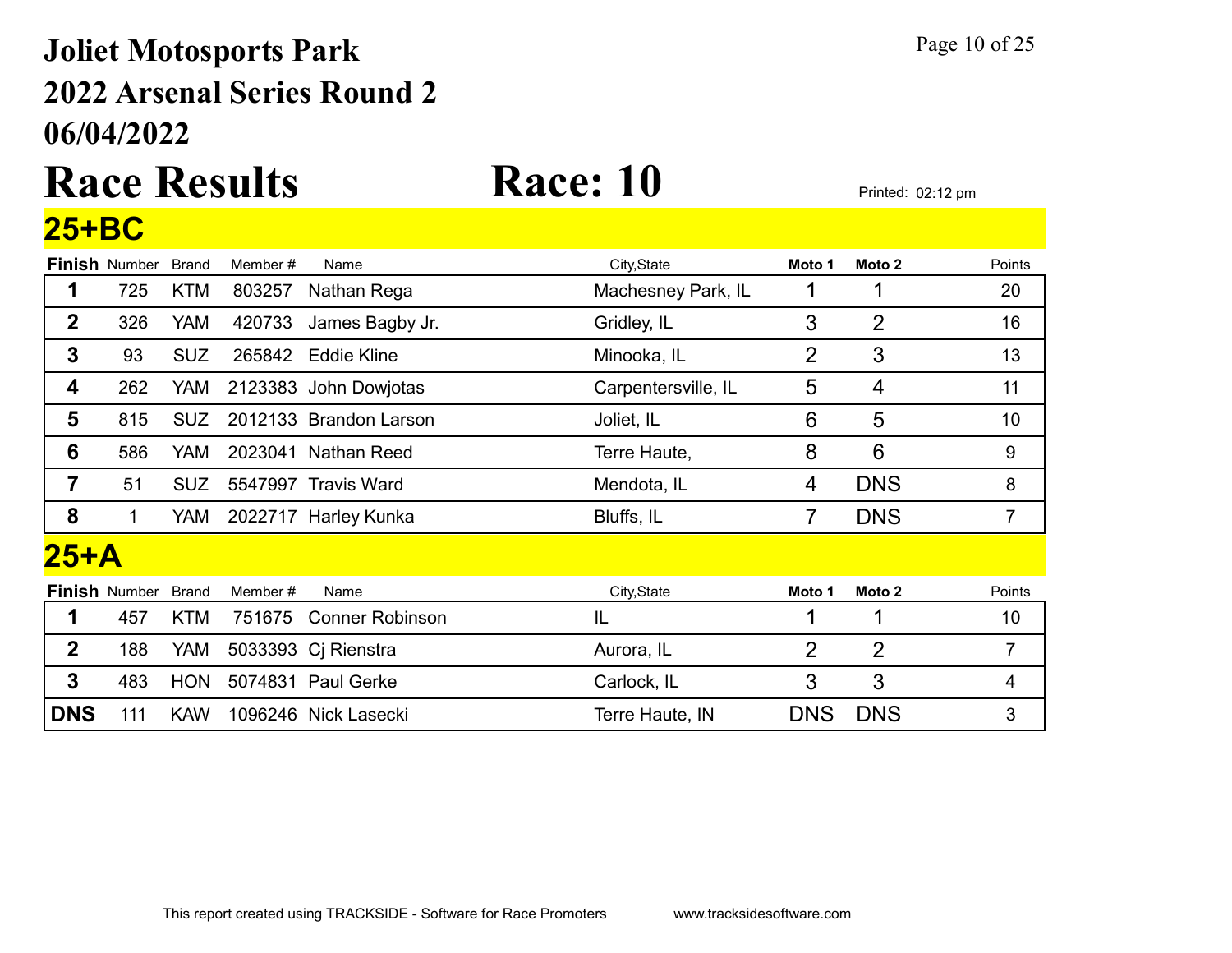# Joliet Motosports Park
## 2022 Arsenal Series Round 2
## 06/04/2022

# Race Results

# Race: 10

Printed: 02:12 pm

## 25+BC

| Finish | Number | Brand | Member # | Name | City,State | Moto 1 | Moto 2 | Points |
|---|---|---|---|---|---|---|---|---|
| 1 | 725 | KTM | 803257 | Nathan Rega | Machesney Park, IL | 1 | 1 | 20 |
| 2 | 326 | YAM | 420733 | James Bagby Jr. | Gridley, IL | 3 | 2 | 16 |
| 3 | 93 | SUZ | 265842 | Eddie Kline | Minooka, IL | 2 | 3 | 13 |
| 4 | 262 | YAM | 2123383 | John Dowjotas | Carpentersville, IL | 5 | 4 | 11 |
| 5 | 815 | SUZ | 2012133 | Brandon Larson | Joliet, IL | 6 | 5 | 10 |
| 6 | 586 | YAM | 2023041 | Nathan Reed | Terre Haute, | 8 | 6 | 9 |
| 7 | 51 | SUZ | 5547997 | Travis Ward | Mendota, IL | 4 | DNS | 8 |
| 8 | 1 | YAM | 2022717 | Harley Kunka | Bluffs, IL | 7 | DNS | 7 |

## 25+A

| Finish | Number | Brand | Member # | Name | City,State | Moto 1 | Moto 2 | Points |
|---|---|---|---|---|---|---|---|---|
| 1 | 457 | KTM | 751675 | Conner Robinson | IL | 1 | 1 | 10 |
| 2 | 188 | YAM | 5033393 | Cj Rienstra | Aurora, IL | 2 | 2 | 7 |
| 3 | 483 | HON | 5074831 | Paul Gerke | Carlock, IL | 3 | 3 | 4 |
| DNS | 111 | KAW | 1096246 | Nick Lasecki | Terre Haute, IN | DNS | DNS | 3 |

This report created using TRACKSIDE - Software for Race Promoters www.tracksidesoftware.com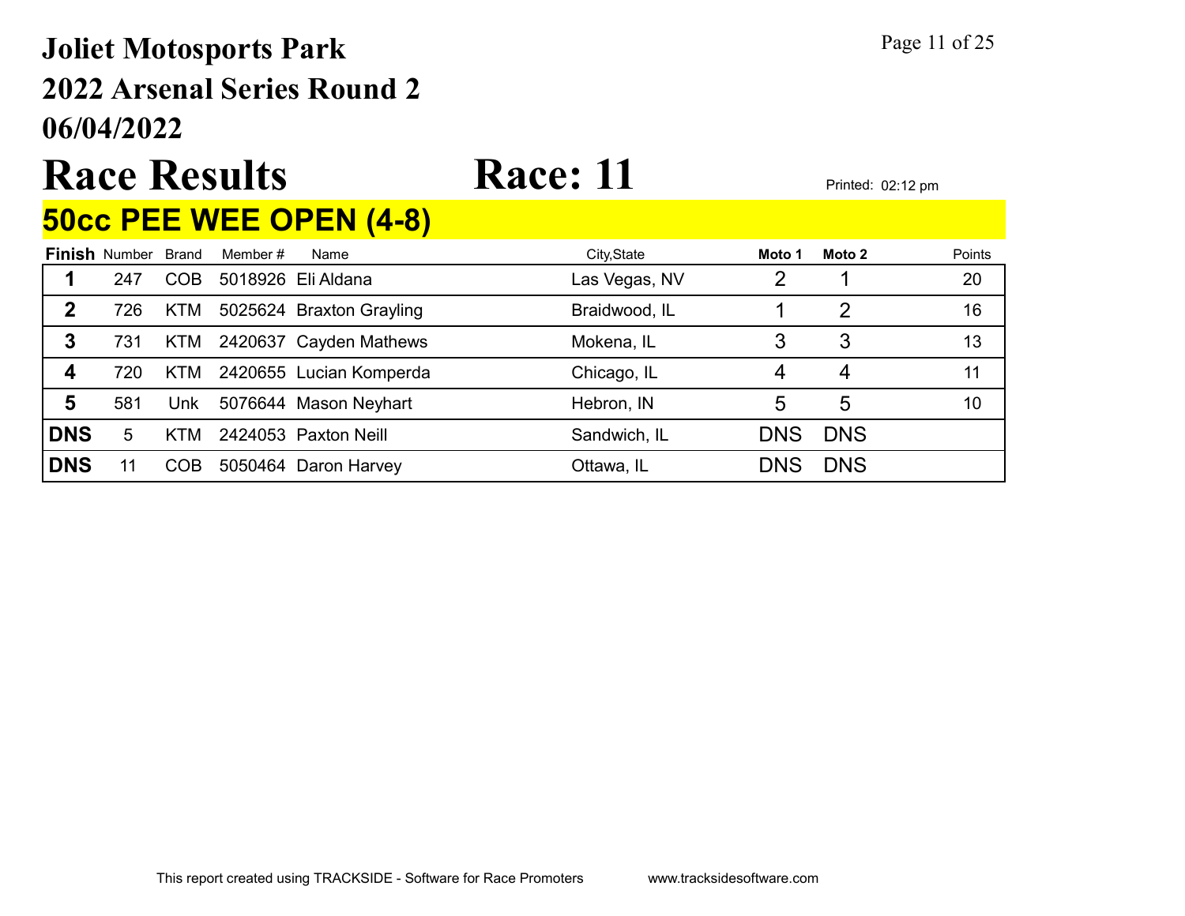# Joliet Motosports Park
# 2022 Arsenal Series Round 2
# 06/04/2022

# Race Results Race: 11

Printed: 02:12 pm

## 50cc PEE WEE OPEN (4-8)

| Finish | Number | Brand | Member # | Name | City,State | Moto 1 | Moto 2 | Points |
|---|---|---|---|---|---|---|---|---|
| 1 | 247 | COB | 5018926 | Eli Aldana | Las Vegas, NV | 2 | 1 | 20 |
| 2 | 726 | KTM | 5025624 | Braxton Grayling | Braidwood, IL | 1 | 2 | 16 |
| 3 | 731 | KTM | 2420637 | Cayden Mathews | Mokena, IL | 3 | 3 | 13 |
| 4 | 720 | KTM | 2420655 | Lucian Komperda | Chicago, IL | 4 | 4 | 11 |
| 5 | 581 | Unk | 5076644 | Mason Neyhart | Hebron, IN | 5 | 5 | 10 |
| DNS | 5 | KTM | 2424053 | Paxton Neill | Sandwich, IL | DNS | DNS | |
| DNS | 11 | COB | 5050464 | Daron Harvey | Ottawa, IL | DNS | DNS | |

This report created using TRACKSIDE - Software for Race Promoters www.tracksidesoftware.com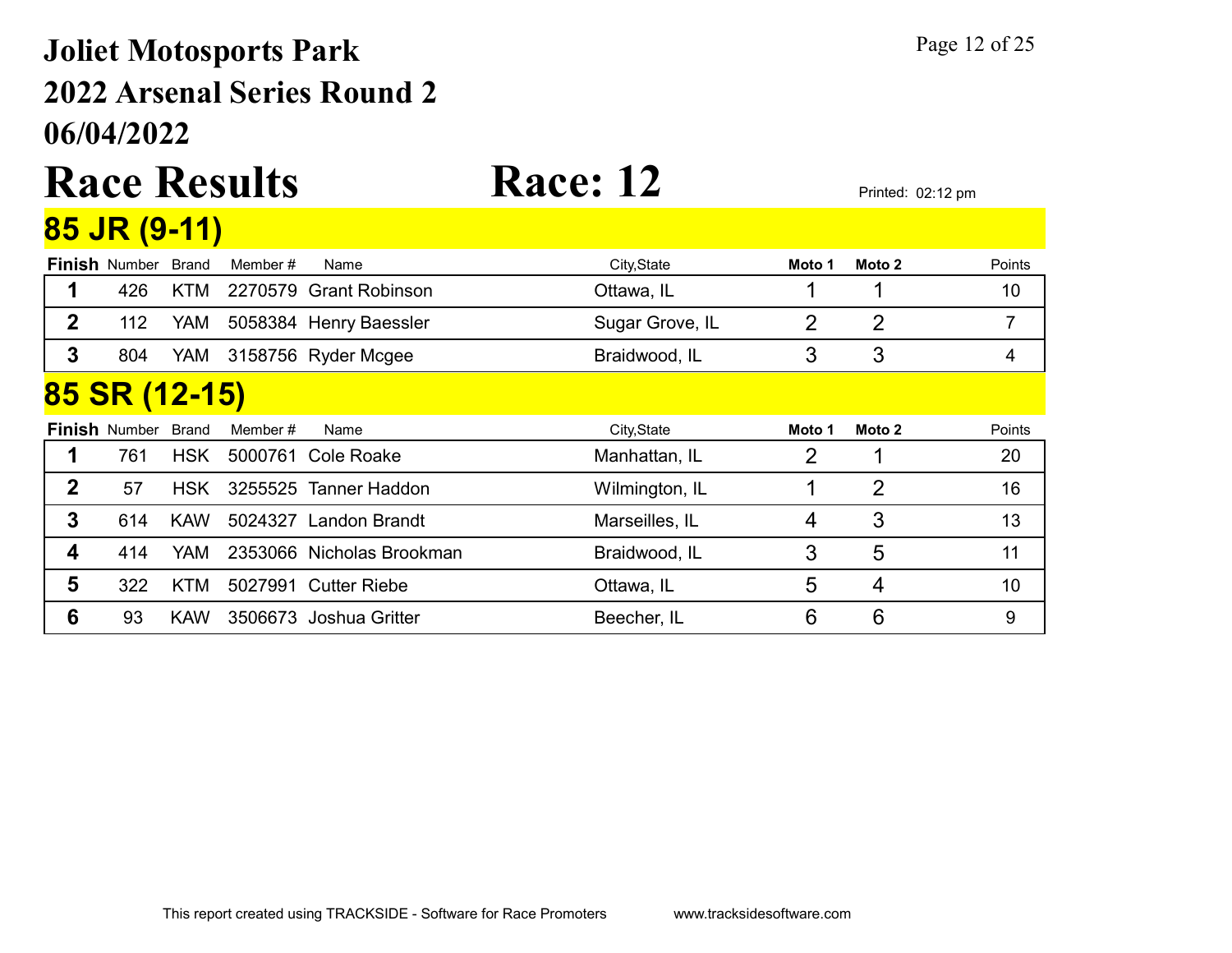# Joliet Motosports Park

## 2022 Arsenal Series Round 2

## 06/04/2022

# Race Results — Race: 12

Printed: 02:12 pm

## 85 JR (9-11)

| Finish | Number | Brand | Member # | Name | City,State | Moto 1 | Moto 2 | Points |
|---|---|---|---|---|---|---|---|---|
| 1 | 426 | KTM | 2270579 | Grant Robinson | Ottawa, IL | 1 | 1 | 10 |
| 2 | 112 | YAM | 5058384 | Henry Baessler | Sugar Grove, IL | 2 | 2 | 7 |
| 3 | 804 | YAM | 3158756 | Ryder Mcgee | Braidwood, IL | 3 | 3 | 4 |

## 85 SR (12-15)

| Finish | Number | Brand | Member # | Name | City,State | Moto 1 | Moto 2 | Points |
|---|---|---|---|---|---|---|---|---|
| 1 | 761 | HSK | 5000761 | Cole Roake | Manhattan, IL | 2 | 1 | 20 |
| 2 | 57 | HSK | 3255525 | Tanner Haddon | Wilmington, IL | 1 | 2 | 16 |
| 3 | 614 | KAW | 5024327 | Landon Brandt | Marseilles, IL | 4 | 3 | 13 |
| 4 | 414 | YAM | 2353066 | Nicholas Brookman | Braidwood, IL | 3 | 5 | 11 |
| 5 | 322 | KTM | 5027991 | Cutter Riebe | Ottawa, IL | 5 | 4 | 10 |
| 6 | 93 | KAW | 3506673 | Joshua Gritter | Beecher, IL | 6 | 6 | 9 |

This report created using TRACKSIDE - Software for Race Promoters www.tracksidesoftware.com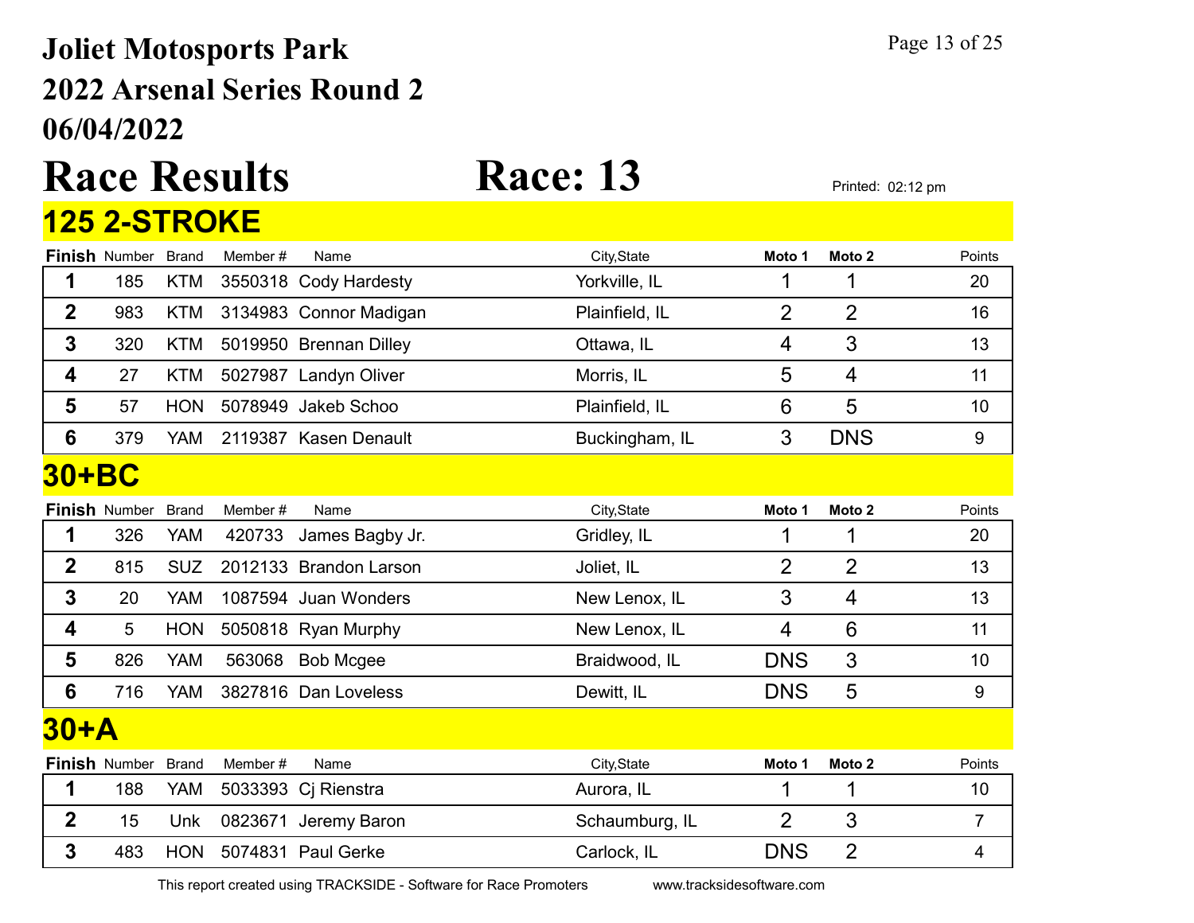# Joliet Motosports Park

## 2022 Arsenal Series Round 2

## 06/04/2022

# Race Results Race: 13

Printed: 02:12 pm

## 125 2-STROKE

| Finish | Number | Brand | Member # | Name | City,State | Moto 1 | Moto 2 | Points |
|---|---|---|---|---|---|---|---|---|
| 1 | 185 | KTM | 3550318 | Cody Hardesty | Yorkville, IL | 1 | 1 | 20 |
| 2 | 983 | KTM | 3134983 | Connor Madigan | Plainfield, IL | 2 | 2 | 16 |
| 3 | 320 | KTM | 5019950 | Brennan Dilley | Ottawa, IL | 4 | 3 | 13 |
| 4 | 27 | KTM | 5027987 | Landyn Oliver | Morris, IL | 5 | 4 | 11 |
| 5 | 57 | HON | 5078949 | Jakeb Schoo | Plainfield, IL | 6 | 5 | 10 |
| 6 | 379 | YAM | 2119387 | Kasen Denault | Buckingham, IL | 3 | DNS | 9 |

## 30+BC

| Finish | Number | Brand | Member # | Name | City,State | Moto 1 | Moto 2 | Points |
|---|---|---|---|---|---|---|---|---|
| 1 | 326 | YAM | 420733 | James Bagby Jr. | Gridley, IL | 1 | 1 | 20 |
| 2 | 815 | SUZ | 2012133 | Brandon Larson | Joliet, IL | 2 | 2 | 13 |
| 3 | 20 | YAM | 1087594 | Juan Wonders | New Lenox, IL | 3 | 4 | 13 |
| 4 | 5 | HON | 5050818 | Ryan Murphy | New Lenox, IL | 4 | 6 | 11 |
| 5 | 826 | YAM | 563068 | Bob Mcgee | Braidwood, IL | DNS | 3 | 10 |
| 6 | 716 | YAM | 3827816 | Dan Loveless | Dewitt, IL | DNS | 5 | 9 |

## 30+A

| Finish | Number | Brand | Member # | Name | City,State | Moto 1 | Moto 2 | Points |
|---|---|---|---|---|---|---|---|---|
| 1 | 188 | YAM | 5033393 | Cj Rienstra | Aurora, IL | 1 | 1 | 10 |
| 2 | 15 | Unk | 0823671 | Jeremy Baron | Schaumburg, IL | 2 | 3 | 7 |
| 3 | 483 | HON | 5074831 | Paul Gerke | Carlock, IL | DNS | 2 | 4 |

This report created using TRACKSIDE - Software for Race Promoters www.tracksidesoftware.com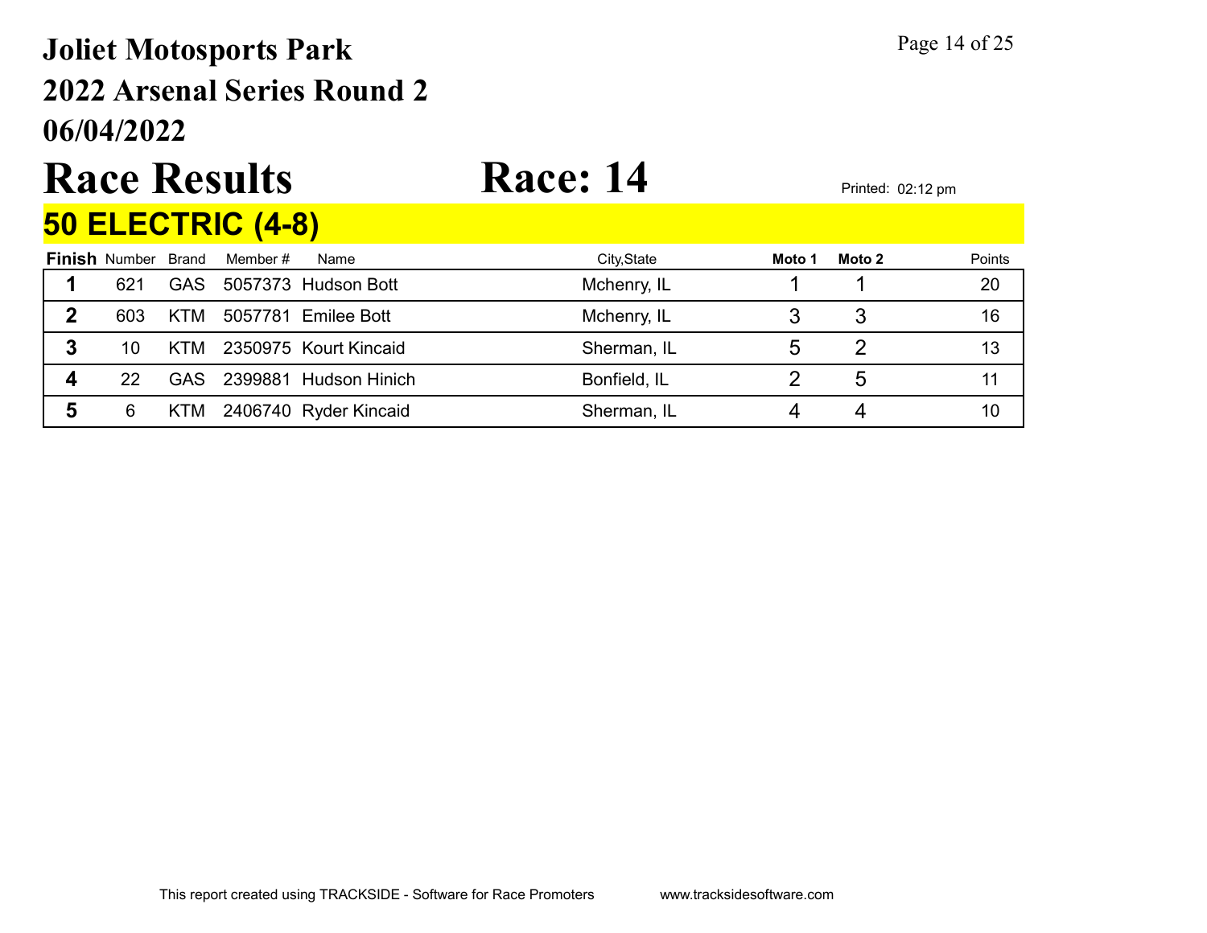# Joliet Motosports Park
## 2022 Arsenal Series Round 2
## 06/04/2022

# Race Results    Race: 14

Printed: 02:12 pm

## 50 ELECTRIC (4-8)

| Finish | Number | Brand | Member # | Name | City,State | Moto 1 | Moto 2 | Points |
|---|---|---|---|---|---|---|---|---|
| 1 | 621 | GAS | 5057373 | Hudson Bott | Mchenry, IL | 1 | 1 | 20 |
| 2 | 603 | KTM | 5057781 | Emilee Bott | Mchenry, IL | 3 | 3 | 16 |
| 3 | 10 | KTM | 2350975 | Kourt Kincaid | Sherman, IL | 5 | 2 | 13 |
| 4 | 22 | GAS | 2399881 | Hudson Hinich | Bonfield, IL | 2 | 5 | 11 |
| 5 | 6 | KTM | 2406740 | Ryder Kincaid | Sherman, IL | 4 | 4 | 10 |

This report created using TRACKSIDE - Software for Race Promoters    www.tracksidesoftware.com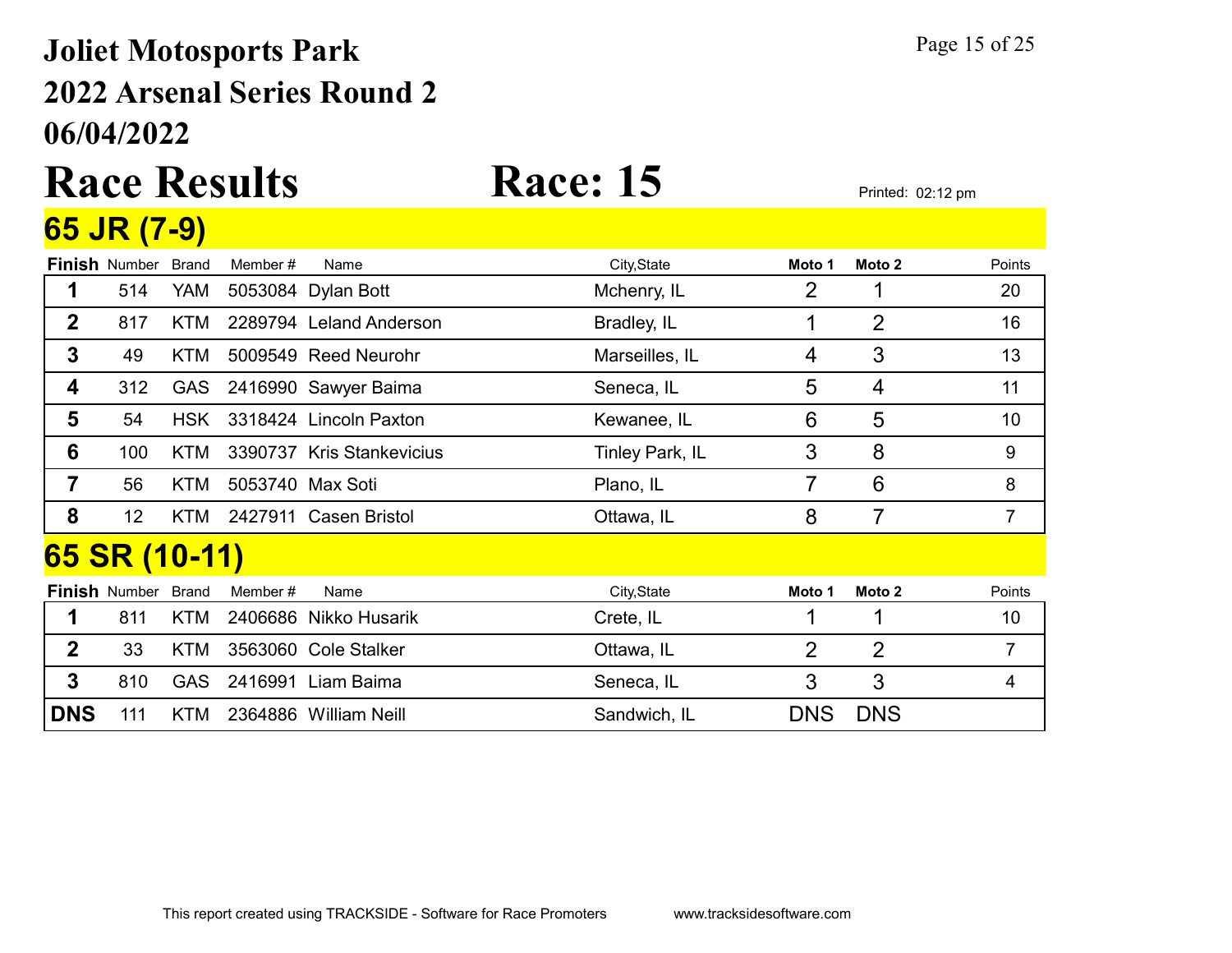# Joliet Motosports Park
# 2022 Arsenal Series Round 2
# 06/04/2022

# Race Results     Race: 15

Printed: 02:12 pm

## 65 JR (7-9)

| Finish | Number | Brand | Member # | Name | City,State | Moto 1 | Moto 2 | Points |
|---|---|---|---|---|---|---|---|---|
| 1 | 514 | YAM | 5053084 | Dylan Bott | Mchenry, IL | 2 | 1 | 20 |
| 2 | 817 | KTM | 2289794 | Leland Anderson | Bradley, IL | 1 | 2 | 16 |
| 3 | 49 | KTM | 5009549 | Reed Neurohr | Marseilles, IL | 4 | 3 | 13 |
| 4 | 312 | GAS | 2416990 | Sawyer Baima | Seneca, IL | 5 | 4 | 11 |
| 5 | 54 | HSK | 3318424 | Lincoln Paxton | Kewanee, IL | 6 | 5 | 10 |
| 6 | 100 | KTM | 3390737 | Kris Stankevicius | Tinley Park, IL | 3 | 8 | 9 |
| 7 | 56 | KTM | 5053740 | Max Soti | Plano, IL | 7 | 6 | 8 |
| 8 | 12 | KTM | 2427911 | Casen Bristol | Ottawa, IL | 8 | 7 | 7 |

## 65 SR (10-11)

| Finish | Number | Brand | Member # | Name | City,State | Moto 1 | Moto 2 | Points |
|---|---|---|---|---|---|---|---|---|
| 1 | 811 | KTM | 2406686 | Nikko Husarik | Crete, IL | 1 | 1 | 10 |
| 2 | 33 | KTM | 3563060 | Cole Stalker | Ottawa, IL | 2 | 2 | 7 |
| 3 | 810 | GAS | 2416991 | Liam Baima | Seneca, IL | 3 | 3 | 4 |
| DNS | 111 | KTM | 2364886 | William Neill | Sandwich, IL | DNS | DNS | |

This report created using TRACKSIDE - Software for Race Promoters     www.tracksidesoftware.com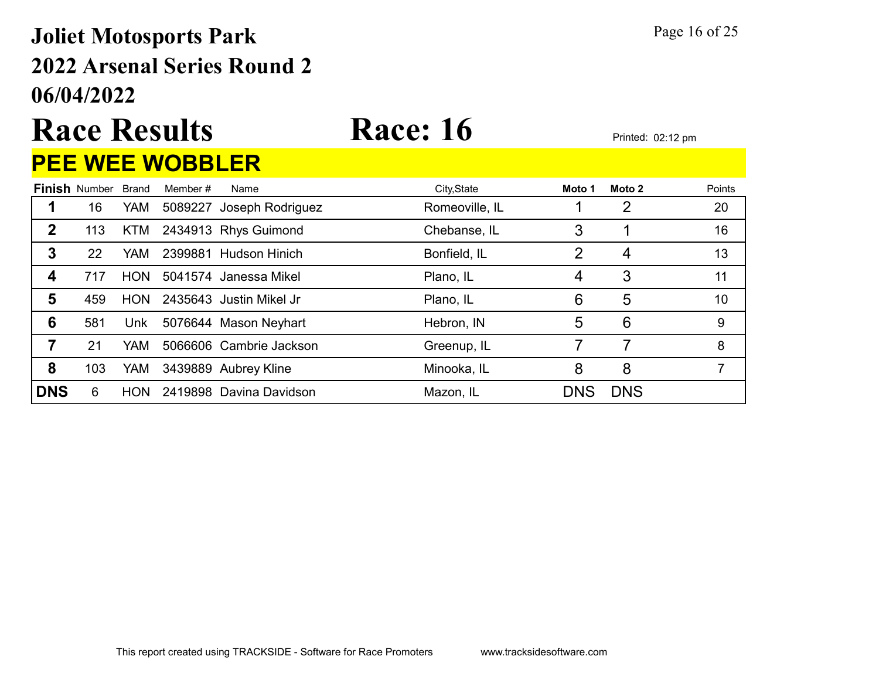# Joliet Motosports Park
## 2022 Arsenal Series Round 2
## 06/04/2022

# Race Results Race: 16

Printed: 02:12 pm

## PEE WEE WOBBLER

| Finish | Number | Brand | Member # | Name | City,State | Moto 1 | Moto 2 | Points |
|---|---|---|---|---|---|---|---|---|
| 1 | 16 | YAM | 5089227 | Joseph Rodriguez | Romeoville, IL | 1 | 2 | 20 |
| 2 | 113 | KTM | 2434913 | Rhys Guimond | Chebanse, IL | 3 | 1 | 16 |
| 3 | 22 | YAM | 2399881 | Hudson Hinich | Bonfield, IL | 2 | 4 | 13 |
| 4 | 717 | HON | 5041574 | Janessa Mikel | Plano, IL | 4 | 3 | 11 |
| 5 | 459 | HON | 2435643 | Justin Mikel Jr | Plano, IL | 6 | 5 | 10 |
| 6 | 581 | Unk | 5076644 | Mason Neyhart | Hebron, IN | 5 | 6 | 9 |
| 7 | 21 | YAM | 5066606 | Cambrie Jackson | Greenup, IL | 7 | 7 | 8 |
| 8 | 103 | YAM | 3439889 | Aubrey Kline | Minooka, IL | 8 | 8 | 7 |
| DNS | 6 | HON | 2419898 | Davina Davidson | Mazon, IL | DNS | DNS | |

This report created using TRACKSIDE - Software for Race Promoters www.tracksidesoftware.com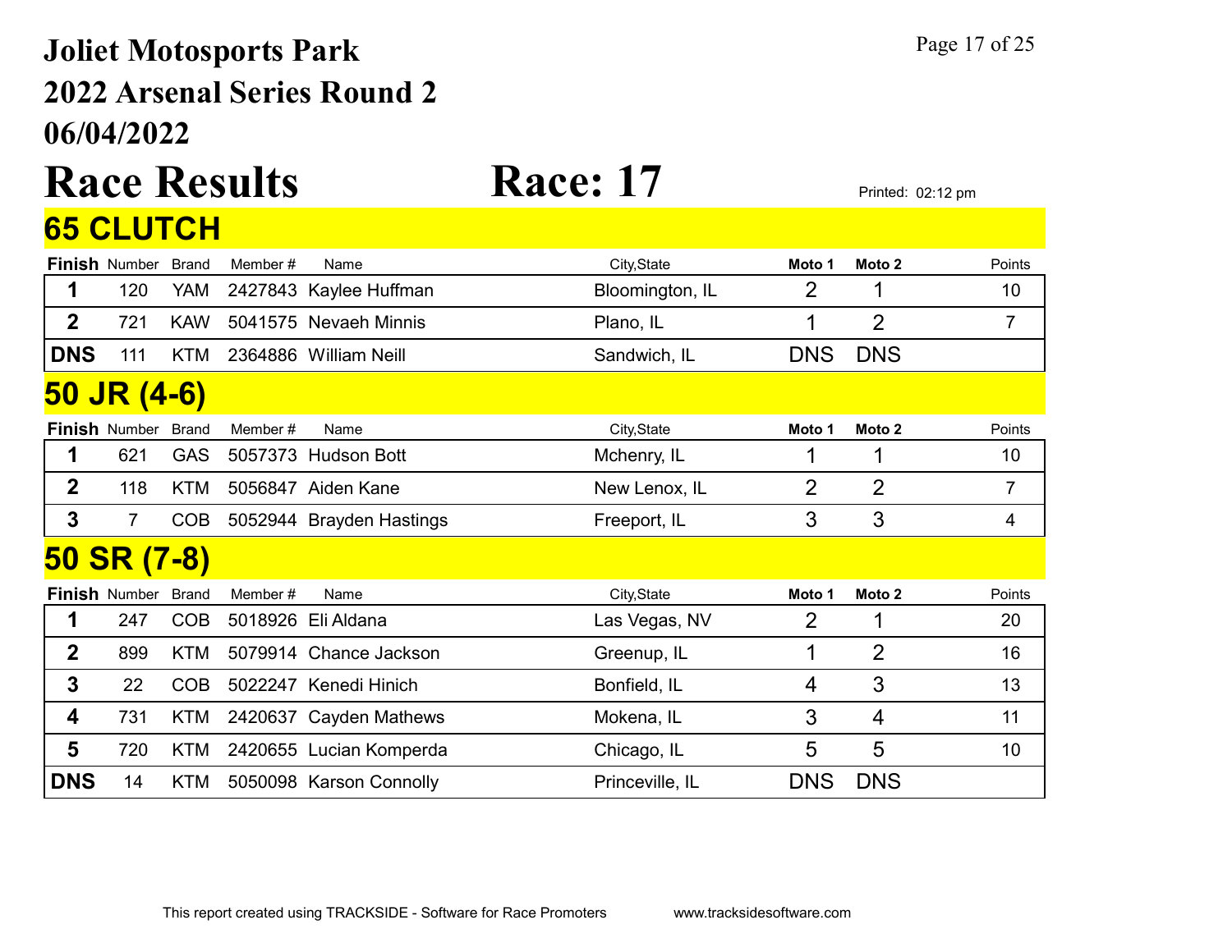# Joliet Motosports Park
# 2022 Arsenal Series Round 2
# 06/04/2022

# Race Results — Race: 17

Printed: 02:12 pm

## 65 CLUTCH

| Finish | Number | Brand | Member # | Name | City,State | Moto 1 | Moto 2 | Points |
|---|---|---|---|---|---|---|---|---|
| 1 | 120 | YAM | 2427843 | Kaylee Huffman | Bloomington, IL | 2 | 1 | 10 |
| 2 | 721 | KAW | 5041575 | Nevaeh Minnis | Plano, IL | 1 | 2 | 7 |
| DNS | 111 | KTM | 2364886 | William Neill | Sandwich, IL | DNS | DNS | |

## 50 JR (4-6)

| Finish | Number | Brand | Member # | Name | City,State | Moto 1 | Moto 2 | Points |
|---|---|---|---|---|---|---|---|---|
| 1 | 621 | GAS | 5057373 | Hudson Bott | Mchenry, IL | 1 | 1 | 10 |
| 2 | 118 | KTM | 5056847 | Aiden Kane | New Lenox, IL | 2 | 2 | 7 |
| 3 | 7 | COB | 5052944 | Brayden Hastings | Freeport, IL | 3 | 3 | 4 |

## 50 SR (7-8)

| Finish | Number | Brand | Member # | Name | City,State | Moto 1 | Moto 2 | Points |
|---|---|---|---|---|---|---|---|---|
| 1 | 247 | COB | 5018926 | Eli Aldana | Las Vegas, NV | 2 | 1 | 20 |
| 2 | 899 | KTM | 5079914 | Chance Jackson | Greenup, IL | 1 | 2 | 16 |
| 3 | 22 | COB | 5022247 | Kenedi Hinich | Bonfield, IL | 4 | 3 | 13 |
| 4 | 731 | KTM | 2420637 | Cayden Mathews | Mokena, IL | 3 | 4 | 11 |
| 5 | 720 | KTM | 2420655 | Lucian Komperda | Chicago, IL | 5 | 5 | 10 |
| DNS | 14 | KTM | 5050098 | Karson Connolly | Princeville, IL | DNS | DNS | |

This report created using TRACKSIDE - Software for Race Promoters www.tracksidesoftware.com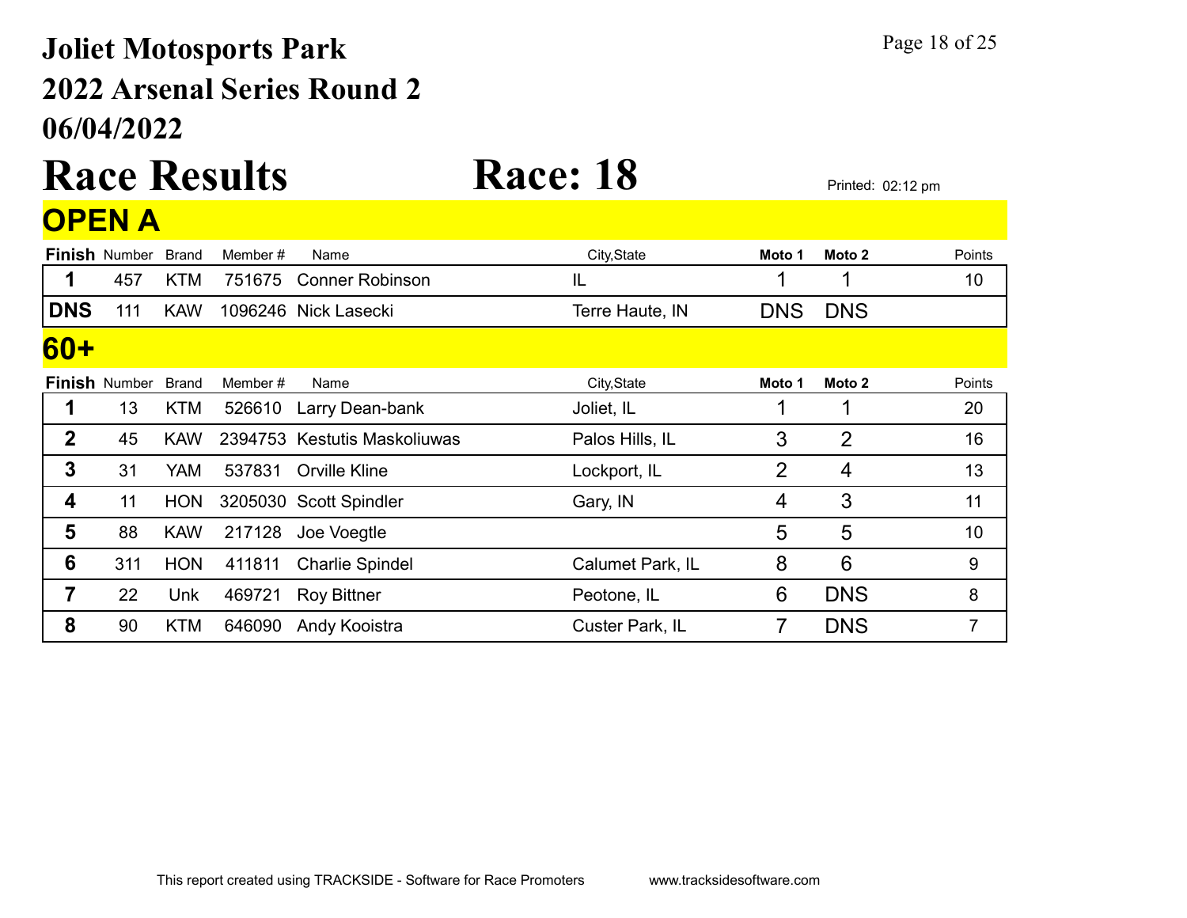# Joliet Motosports Park

# 2022 Arsenal Series Round 2

# 06/04/2022

# Race Results

# Race: 18

Printed: 02:12 pm

## OPEN A

| Finish | Number | Brand | Member # | Name | City,State | Moto 1 | Moto 2 | Points |
|---|---|---|---|---|---|---|---|---|
| 1 | 457 | KTM | 751675 | Conner Robinson | IL | 1 | 1 | 10 |
| DNS | 111 | KAW | 1096246 | Nick Lasecki | Terre Haute, IN | DNS | DNS | |

## 60+

| Finish | Number | Brand | Member # | Name | City,State | Moto 1 | Moto 2 | Points |
|---|---|---|---|---|---|---|---|---|
| 1 | 13 | KTM | 526610 | Larry Dean-bank | Joliet, IL | 1 | 1 | 20 |
| 2 | 45 | KAW | 2394753 | Kestutis Maskoliuwas | Palos Hills, IL | 3 | 2 | 16 |
| 3 | 31 | YAM | 537831 | Orville Kline | Lockport, IL | 2 | 4 | 13 |
| 4 | 11 | HON | 3205030 | Scott Spindler | Gary, IN | 4 | 3 | 11 |
| 5 | 88 | KAW | 217128 | Joe Voegtle | | 5 | 5 | 10 |
| 6 | 311 | HON | 411811 | Charlie Spindel | Calumet Park, IL | 8 | 6 | 9 |
| 7 | 22 | Unk | 469721 | Roy Bittner | Peotone, IL | 6 | DNS | 8 |
| 8 | 90 | KTM | 646090 | Andy Kooistra | Custer Park, IL | 7 | DNS | 7 |

This report created using TRACKSIDE - Software for Race Promoters www.tracksidesoftware.com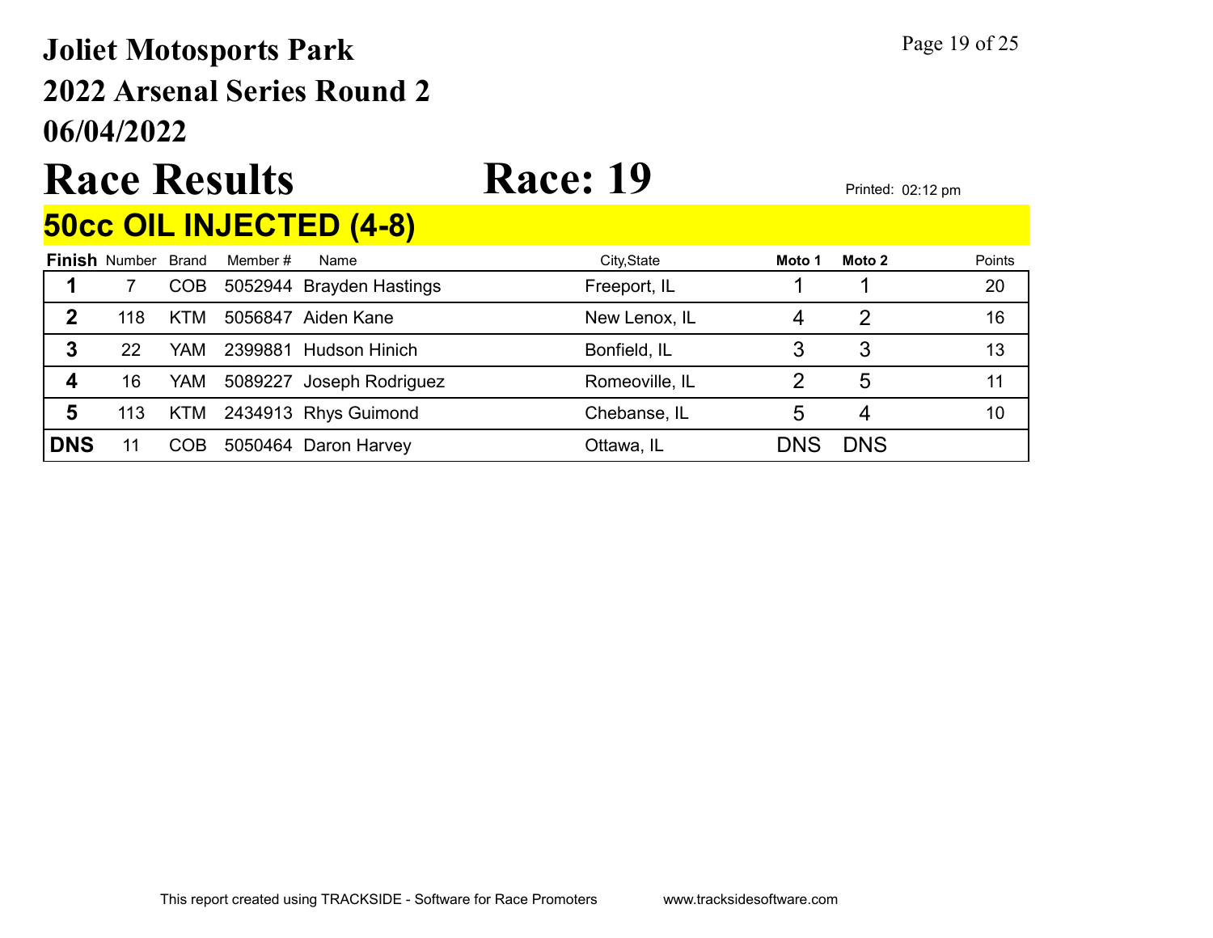# Joliet Motosports Park

## 2022 Arsenal Series Round 2

## 06/04/2022

# Race Results

# Race: 19

Printed: 02:12 pm

## 50cc OIL INJECTED (4-8)

| Finish | Number | Brand | Member # | Name | City,State | Moto 1 | Moto 2 | Points |
|---|---|---|---|---|---|---|---|---|
| 1 | 7 | COB | 5052944 | Brayden Hastings | Freeport, IL | 1 | 1 | 20 |
| 2 | 118 | KTM | 5056847 | Aiden Kane | New Lenox, IL | 4 | 2 | 16 |
| 3 | 22 | YAM | 2399881 | Hudson Hinich | Bonfield, IL | 3 | 3 | 13 |
| 4 | 16 | YAM | 5089227 | Joseph Rodriguez | Romeoville, IL | 2 | 5 | 11 |
| 5 | 113 | KTM | 2434913 | Rhys Guimond | Chebanse, IL | 5 | 4 | 10 |
| DNS | 11 | COB | 5050464 | Daron Harvey | Ottawa, IL | DNS | DNS | |

This report created using TRACKSIDE - Software for Race Promoters www.tracksidesoftware.com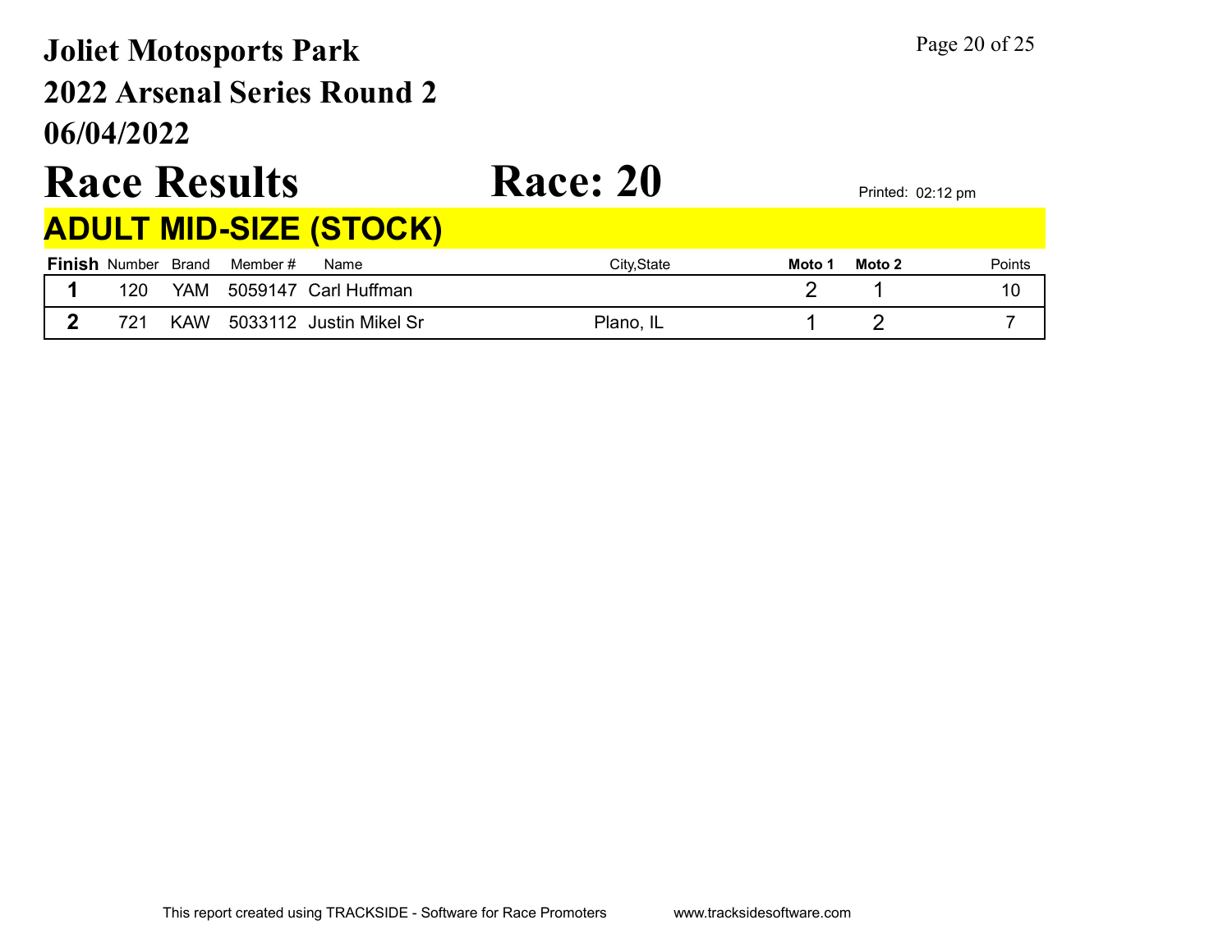# Joliet Motosports Park
# 2022 Arsenal Series Round 2
# 06/04/2022

# Race Results Race: 20

Printed: 02:12 pm

## ADULT MID-SIZE (STOCK)

| Finish | Number | Brand | Member # | Name | City,State | Moto 1 | Moto 2 | Points |
|---|---|---|---|---|---|---|---|---|
| 1 | 120 | YAM | 5059147 | Carl Huffman | | 2 | 1 | 10 |
| 2 | 721 | KAW | 5033112 | Justin Mikel Sr | Plano, IL | 1 | 2 | 7 |

This report created using TRACKSIDE - Software for Race Promoters www.tracksidesoftware.com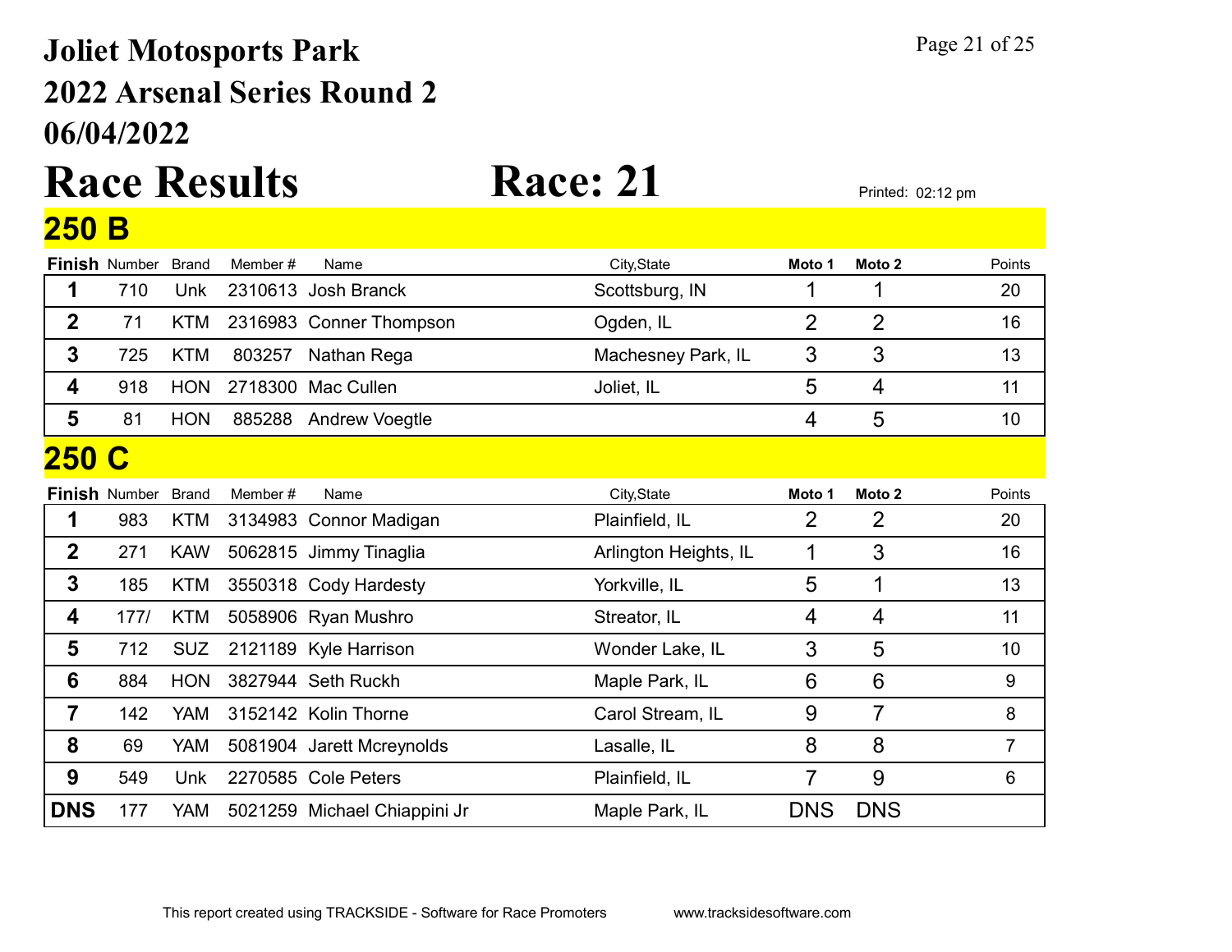# Joliet Motosports Park
# 2022 Arsenal Series Round 2
# 06/04/2022

# Race Results

# Race: 21

Printed: 02:12 pm

## 250 B

| Finish | Number | Brand | Member # | Name | City,State | Moto 1 | Moto 2 | Points |
|---|---|---|---|---|---|---|---|---|
| 1 | 710 | Unk | 2310613 | Josh Branck | Scottsburg, IN | 1 | 1 | 20 |
| 2 | 71 | KTM | 2316983 | Conner Thompson | Ogden, IL | 2 | 2 | 16 |
| 3 | 725 | KTM | 803257 | Nathan Rega | Machesney Park, IL | 3 | 3 | 13 |
| 4 | 918 | HON | 2718300 | Mac Cullen | Joliet, IL | 5 | 4 | 11 |
| 5 | 81 | HON | 885288 | Andrew Voegtle | | 4 | 5 | 10 |

## 250 C

| Finish | Number | Brand | Member # | Name | City,State | Moto 1 | Moto 2 | Points |
|---|---|---|---|---|---|---|---|---|
| 1 | 983 | KTM | 3134983 | Connor Madigan | Plainfield, IL | 2 | 2 | 20 |
| 2 | 271 | KAW | 5062815 | Jimmy Tinaglia | Arlington Heights, IL | 1 | 3 | 16 |
| 3 | 185 | KTM | 3550318 | Cody Hardesty | Yorkville, IL | 5 | 1 | 13 |
| 4 | 177/ | KTM | 5058906 | Ryan Mushro | Streator, IL | 4 | 4 | 11 |
| 5 | 712 | SUZ | 2121189 | Kyle Harrison | Wonder Lake, IL | 3 | 5 | 10 |
| 6 | 884 | HON | 3827944 | Seth Ruckh | Maple Park, IL | 6 | 6 | 9 |
| 7 | 142 | YAM | 3152142 | Kolin Thorne | Carol Stream, IL | 9 | 7 | 8 |
| 8 | 69 | YAM | 5081904 | Jarett Mcreynolds | Lasalle, IL | 8 | 8 | 7 |
| 9 | 549 | Unk | 2270585 | Cole Peters | Plainfield, IL | 7 | 9 | 6 |
| DNS | 177 | YAM | 5021259 | Michael Chiappini Jr | Maple Park, IL | DNS | DNS | |

This report created using TRACKSIDE - Software for Race Promoters www.tracksidesoftware.com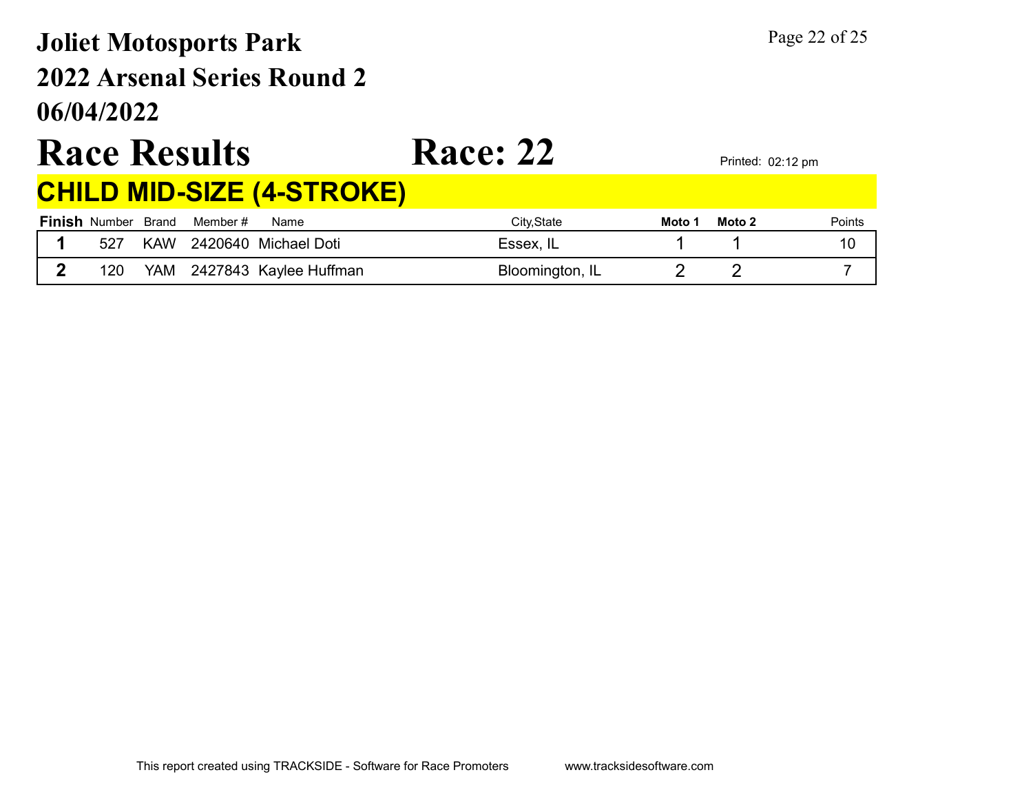# Joliet Motosports Park
# 2022 Arsenal Series Round 2
# 06/04/2022

# Race Results Race: 22

Printed: 02:12 pm

## CHILD MID-SIZE (4-STROKE)

| Finish | Number | Brand | Member # | Name | City,State | Moto 1 | Moto 2 | Points |
|---|---|---|---|---|---|---|---|---|
| 1 | 527 | KAW | 2420640 | Michael Doti | Essex, IL | 1 | 1 | 10 |
| 2 | 120 | YAM | 2427843 | Kaylee Huffman | Bloomington, IL | 2 | 2 | 7 |

This report created using TRACKSIDE - Software for Race Promoters www.tracksidesoftware.com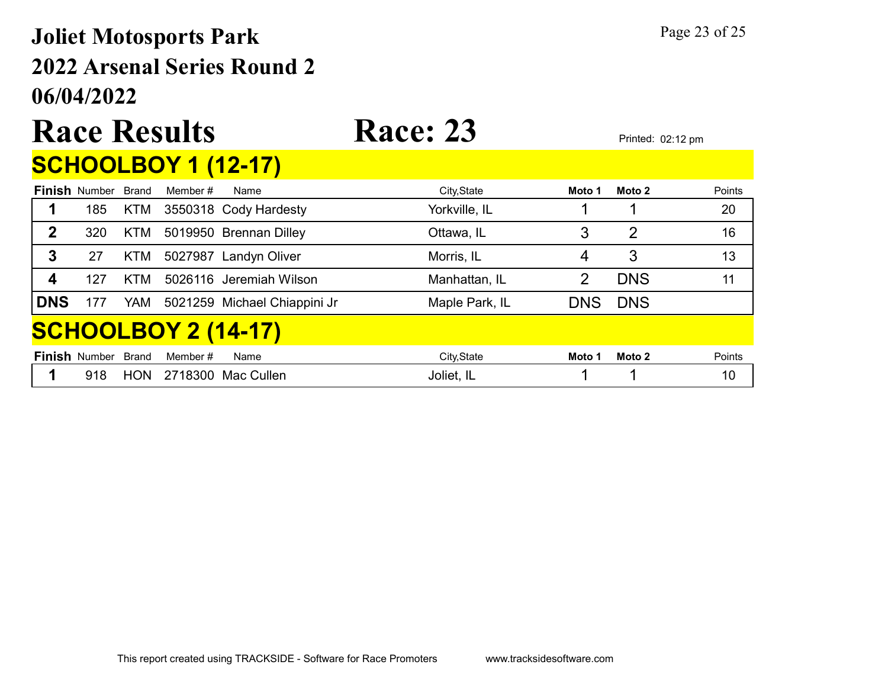# Joliet Motosports Park

## 2022 Arsenal Series Round 2

## 06/04/2022

# Race Results    Race: 23

Printed: 02:12 pm

## SCHOOLBOY 1 (12-17)

| Finish | Number | Brand | Member # | Name | City,State | Moto 1 | Moto 2 | Points |
|---|---|---|---|---|---|---|---|---|
| 1 | 185 | KTM | 3550318 | Cody Hardesty | Yorkville, IL | 1 | 1 | 20 |
| 2 | 320 | KTM | 5019950 | Brennan Dilley | Ottawa, IL | 3 | 2 | 16 |
| 3 | 27 | KTM | 5027987 | Landyn Oliver | Morris, IL | 4 | 3 | 13 |
| 4 | 127 | KTM | 5026116 | Jeremiah Wilson | Manhattan, IL | 2 | DNS | 11 |
| DNS | 177 | YAM | 5021259 | Michael Chiappini Jr | Maple Park, IL | DNS | DNS | |

## SCHOOLBOY 2 (14-17)

| Finish | Number | Brand | Member # | Name | City,State | Moto 1 | Moto 2 | Points |
|---|---|---|---|---|---|---|---|---|
| 1 | 918 | HON | 2718300 | Mac Cullen | Joliet, IL | 1 | 1 | 10 |

This report created using TRACKSIDE - Software for Race Promoters    www.tracksidesoftware.com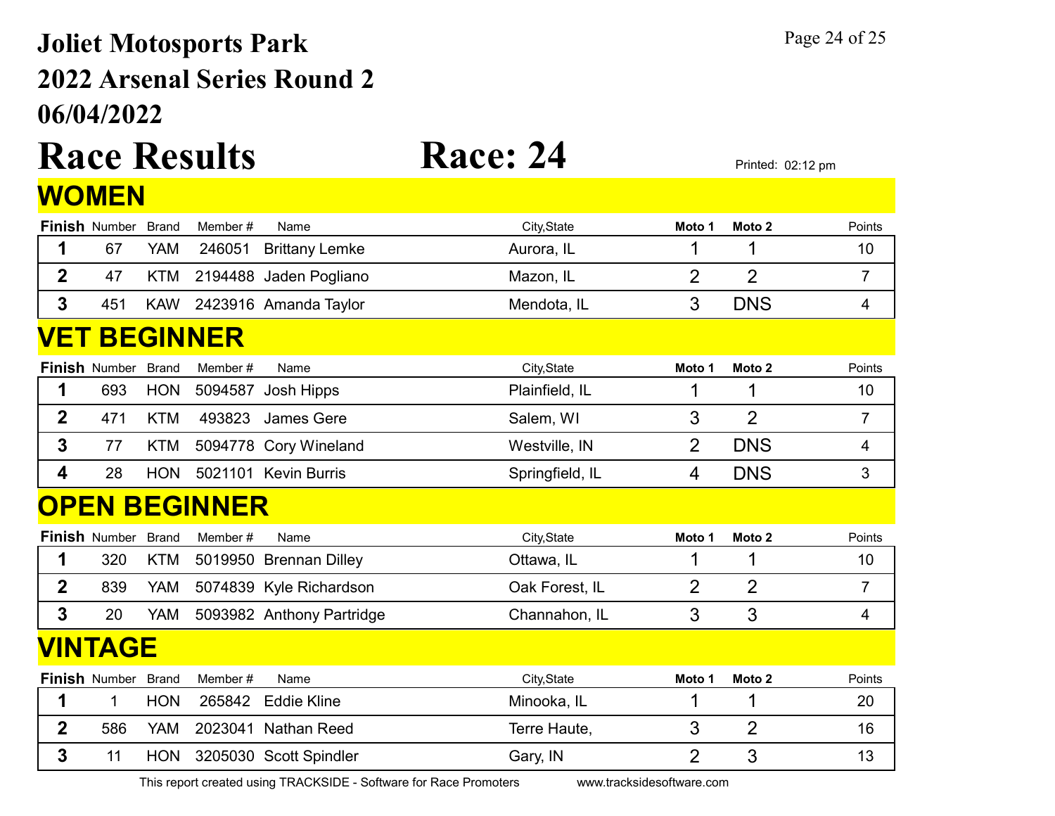# Joliet Motosports Park
## 2022 Arsenal Series Round 2
## 06/04/2022

# Race Results

# Race: 24

Printed: 02:12 pm

## WOMEN

| Finish | Number | Brand | Member # | Name | City,State | Moto 1 | Moto 2 | Points |
|---|---|---|---|---|---|---|---|---|
| 1 | 67 | YAM | 246051 | Brittany Lemke | Aurora, IL | 1 | 1 | 10 |
| 2 | 47 | KTM | 2194488 | Jaden Pogliano | Mazon, IL | 2 | 2 | 7 |
| 3 | 451 | KAW | 2423916 | Amanda Taylor | Mendota, IL | 3 | DNS | 4 |

## VET BEGINNER

| Finish | Number | Brand | Member # | Name | City,State | Moto 1 | Moto 2 | Points |
|---|---|---|---|---|---|---|---|---|
| 1 | 693 | HON | 5094587 | Josh Hipps | Plainfield, IL | 1 | 1 | 10 |
| 2 | 471 | KTM | 493823 | James Gere | Salem, WI | 3 | 2 | 7 |
| 3 | 77 | KTM | 5094778 | Cory Wineland | Westville, IN | 2 | DNS | 4 |
| 4 | 28 | HON | 5021101 | Kevin Burris | Springfield, IL | 4 | DNS | 3 |

## OPEN BEGINNER

| Finish | Number | Brand | Member # | Name | City,State | Moto 1 | Moto 2 | Points |
|---|---|---|---|---|---|---|---|---|
| 1 | 320 | KTM | 5019950 | Brennan Dilley | Ottawa, IL | 1 | 1 | 10 |
| 2 | 839 | YAM | 5074839 | Kyle Richardson | Oak Forest, IL | 2 | 2 | 7 |
| 3 | 20 | YAM | 5093982 | Anthony Partridge | Channahon, IL | 3 | 3 | 4 |

## VINTAGE

| Finish | Number | Brand | Member # | Name | City,State | Moto 1 | Moto 2 | Points |
|---|---|---|---|---|---|---|---|---|
| 1 | 1 | HON | 265842 | Eddie Kline | Minooka, IL | 1 | 1 | 20 |
| 2 | 586 | YAM | 2023041 | Nathan Reed | Terre Haute, | 3 | 2 | 16 |
| 3 | 11 | HON | 3205030 | Scott Spindler | Gary, IN | 2 | 3 | 13 |

This report created using TRACKSIDE - Software for Race Promoters www.tracksidesoftware.com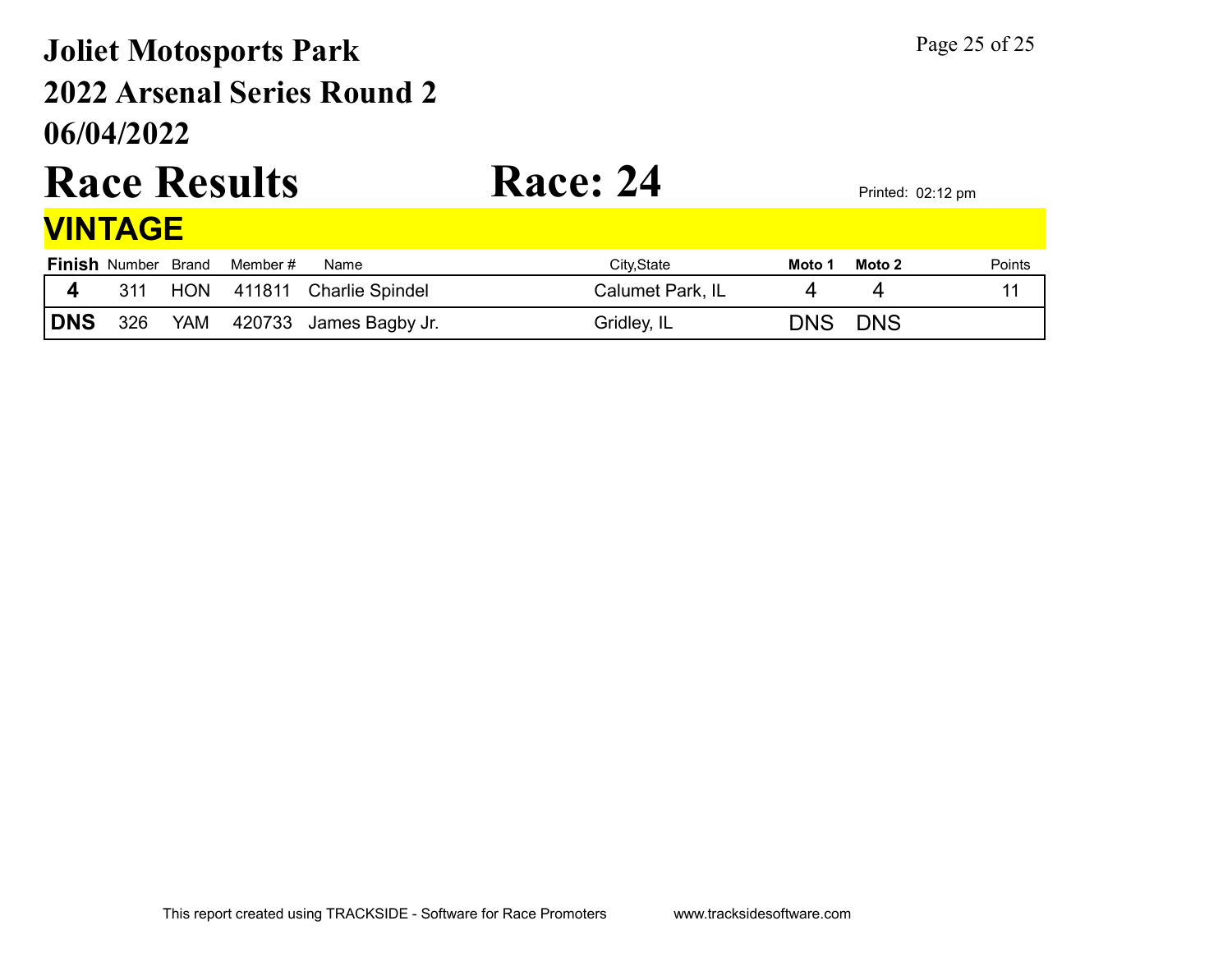# Joliet Motosports Park
# 2022 Arsenal Series Round 2
# 06/04/2022

# Race Results　　　Race: 24

Printed: 02:12 pm

## VINTAGE

| Finish | Number | Brand | Member # | Name | City,State | Moto 1 | Moto 2 | Points |
|---|---|---|---|---|---|---|---|---|
| 4 | 311 | HON | 411811 | Charlie Spindel | Calumet Park, IL | 4 | 4 | 11 |
| DNS | 326 | YAM | 420733 | James Bagby Jr. | Gridley, IL | DNS | DNS | |

This report created using TRACKSIDE - Software for Race Promoters　　www.tracksidesoftware.com